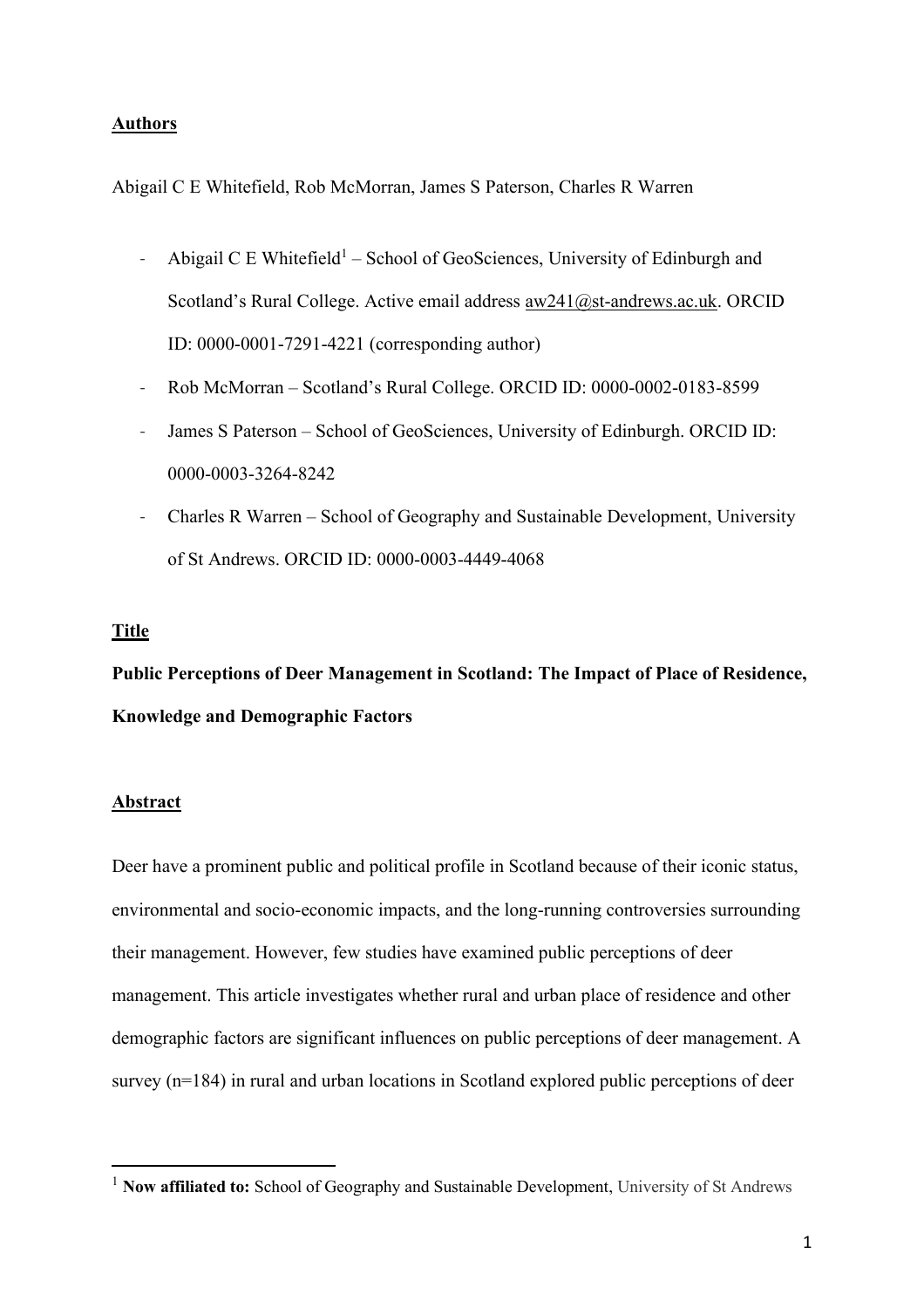**Authors**

Abigail C E Whitefield, Rob McMorran, James S Paterson, Charles R Warren

- Abigail C E Whitefield[1] – School of GeoSciences, University of Edinburgh and Scotland's Rural College. Active email address aw241@st-andrews.ac.uk. ORCID ID: 0000-0001-7291-4221 (corresponding author)
- Rob McMorran – Scotland's Rural College. ORCID ID: 0000-0002-0183-8599
- James S Paterson – School of GeoSciences, University of Edinburgh. ORCID ID: 0000-0003-3264-8242
- Charles R Warren – School of Geography and Sustainable Development, University of St Andrews. ORCID ID: 0000-0003-4449-4068

**Title**

**Public Perceptions of Deer Management in Scotland: The Impact of Place of Residence, Knowledge and Demographic Factors**

**Abstract**

Deer have a prominent public and political profile in Scotland because of their iconic status, environmental and socio-economic impacts, and the long-running controversies surrounding their management. However, few studies have examined public perceptions of deer management. This article investigates whether rural and urban place of residence and other demographic factors are significant influences on public perceptions of deer management. A survey (n=184) in rural and urban locations in Scotland explored public perceptions of deer

[1] **Now affiliated to:** School of Geography and Sustainable Development, University of St Andrews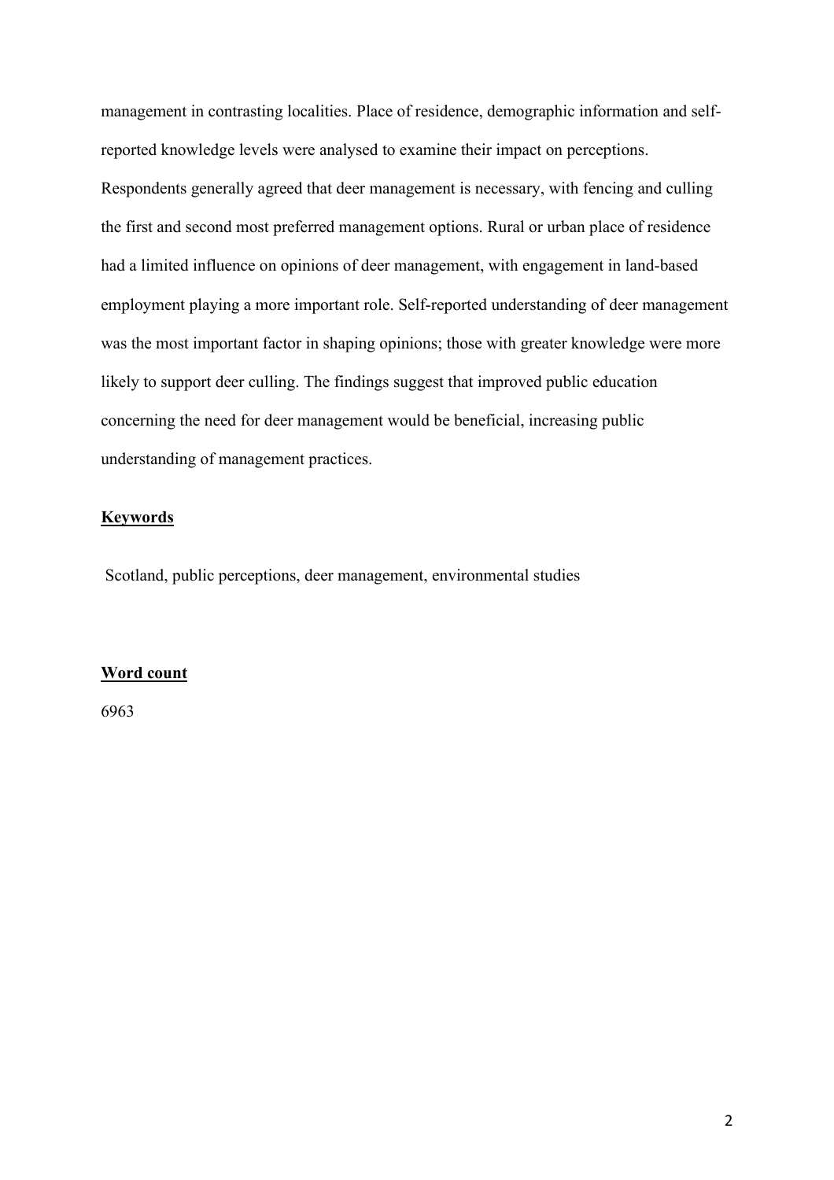management in contrasting localities. Place of residence, demographic information and self-reported knowledge levels were analysed to examine their impact on perceptions. Respondents generally agreed that deer management is necessary, with fencing and culling the first and second most preferred management options. Rural or urban place of residence had a limited influence on opinions of deer management, with engagement in land-based employment playing a more important role. Self-reported understanding of deer management was the most important factor in shaping opinions; those with greater knowledge were more likely to support deer culling. The findings suggest that improved public education concerning the need for deer management would be beneficial, increasing public understanding of management practices.

## Keywords

Scotland, public perceptions, deer management, environmental studies

## Word count

6963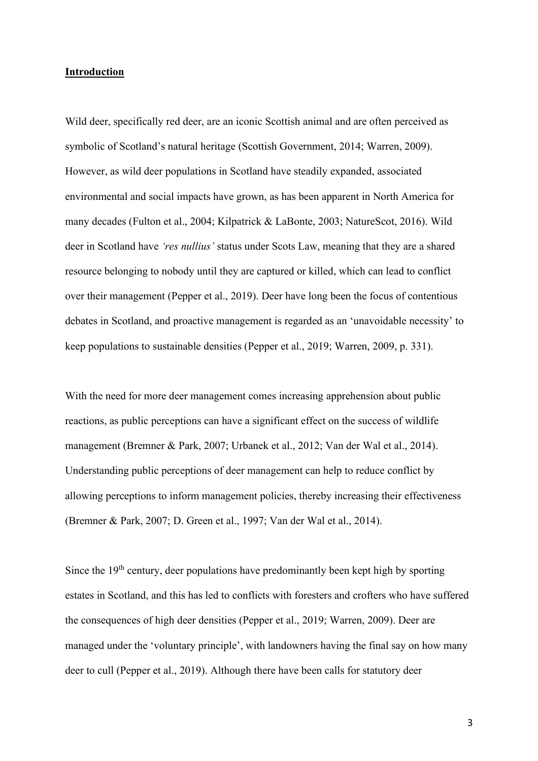## Introduction

Wild deer, specifically red deer, are an iconic Scottish animal and are often perceived as symbolic of Scotland's natural heritage (Scottish Government, 2014; Warren, 2009). However, as wild deer populations in Scotland have steadily expanded, associated environmental and social impacts have grown, as has been apparent in North America for many decades (Fulton et al., 2004; Kilpatrick & LaBonte, 2003; NatureScot, 2016). Wild deer in Scotland have *'res nullius'* status under Scots Law, meaning that they are a shared resource belonging to nobody until they are captured or killed, which can lead to conflict over their management (Pepper et al., 2019). Deer have long been the focus of contentious debates in Scotland, and proactive management is regarded as an 'unavoidable necessity' to keep populations to sustainable densities (Pepper et al., 2019; Warren, 2009, p. 331).

With the need for more deer management comes increasing apprehension about public reactions, as public perceptions can have a significant effect on the success of wildlife management (Bremner & Park, 2007; Urbanek et al., 2012; Van der Wal et al., 2014). Understanding public perceptions of deer management can help to reduce conflict by allowing perceptions to inform management policies, thereby increasing their effectiveness (Bremner & Park, 2007; D. Green et al., 1997; Van der Wal et al., 2014).

Since the 19th century, deer populations have predominantly been kept high by sporting estates in Scotland, and this has led to conflicts with foresters and crofters who have suffered the consequences of high deer densities (Pepper et al., 2019; Warren, 2009). Deer are managed under the 'voluntary principle', with landowners having the final say on how many deer to cull (Pepper et al., 2019). Although there have been calls for statutory deer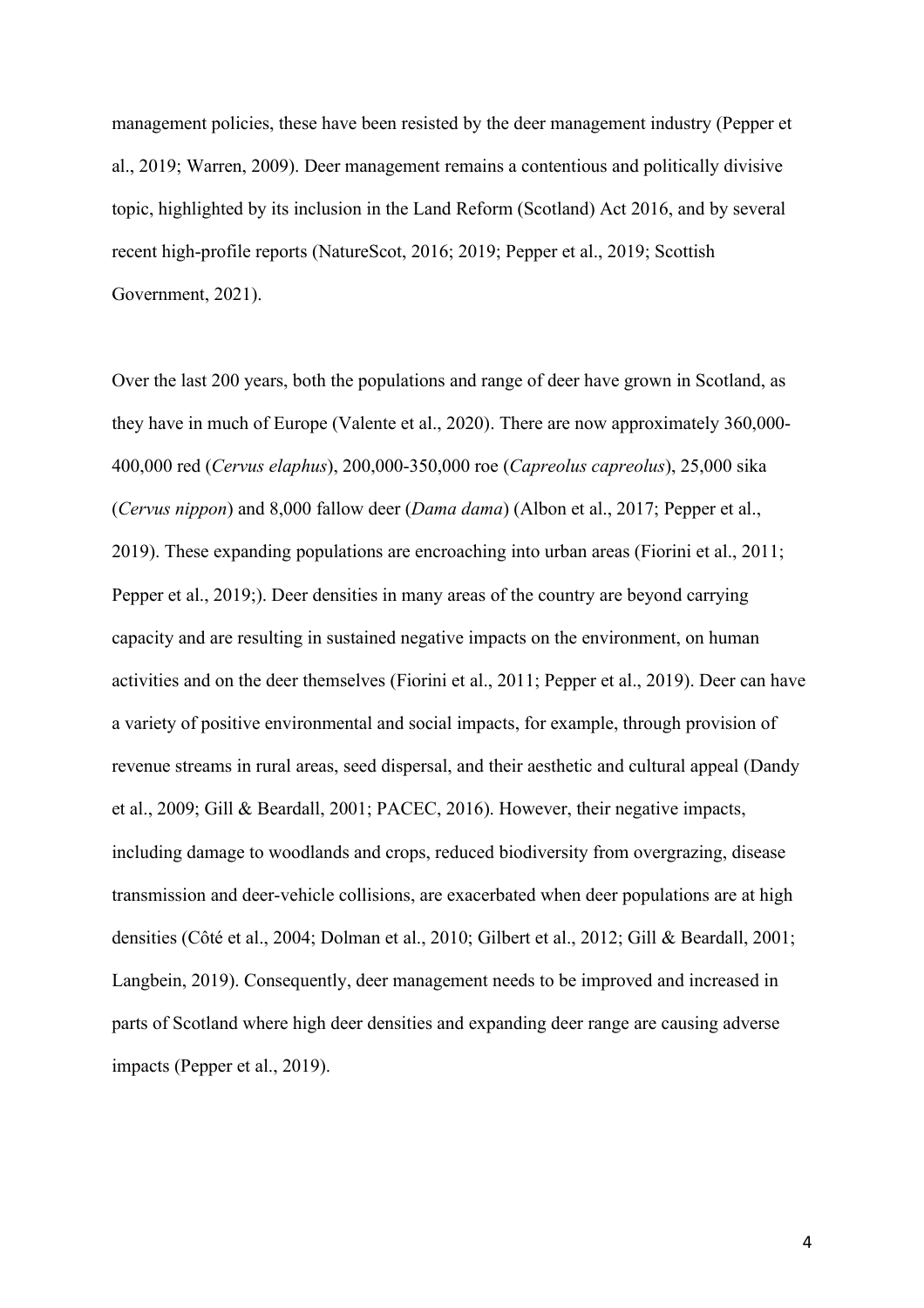management policies, these have been resisted by the deer management industry (Pepper et al., 2019; Warren, 2009). Deer management remains a contentious and politically divisive topic, highlighted by its inclusion in the Land Reform (Scotland) Act 2016, and by several recent high-profile reports (NatureScot, 2016; 2019; Pepper et al., 2019; Scottish Government, 2021).

Over the last 200 years, both the populations and range of deer have grown in Scotland, as they have in much of Europe (Valente et al., 2020). There are now approximately 360,000-400,000 red (*Cervus elaphus*), 200,000-350,000 roe (*Capreolus capreolus*), 25,000 sika (*Cervus nippon*) and 8,000 fallow deer (*Dama dama*) (Albon et al., 2017; Pepper et al., 2019). These expanding populations are encroaching into urban areas (Fiorini et al., 2011; Pepper et al., 2019;). Deer densities in many areas of the country are beyond carrying capacity and are resulting in sustained negative impacts on the environment, on human activities and on the deer themselves (Fiorini et al., 2011; Pepper et al., 2019). Deer can have a variety of positive environmental and social impacts, for example, through provision of revenue streams in rural areas, seed dispersal, and their aesthetic and cultural appeal (Dandy et al., 2009; Gill & Beardall, 2001; PACEC, 2016). However, their negative impacts, including damage to woodlands and crops, reduced biodiversity from overgrazing, disease transmission and deer-vehicle collisions, are exacerbated when deer populations are at high densities (Côté et al., 2004; Dolman et al., 2010; Gilbert et al., 2012; Gill & Beardall, 2001; Langbein, 2019). Consequently, deer management needs to be improved and increased in parts of Scotland where high deer densities and expanding deer range are causing adverse impacts (Pepper et al., 2019).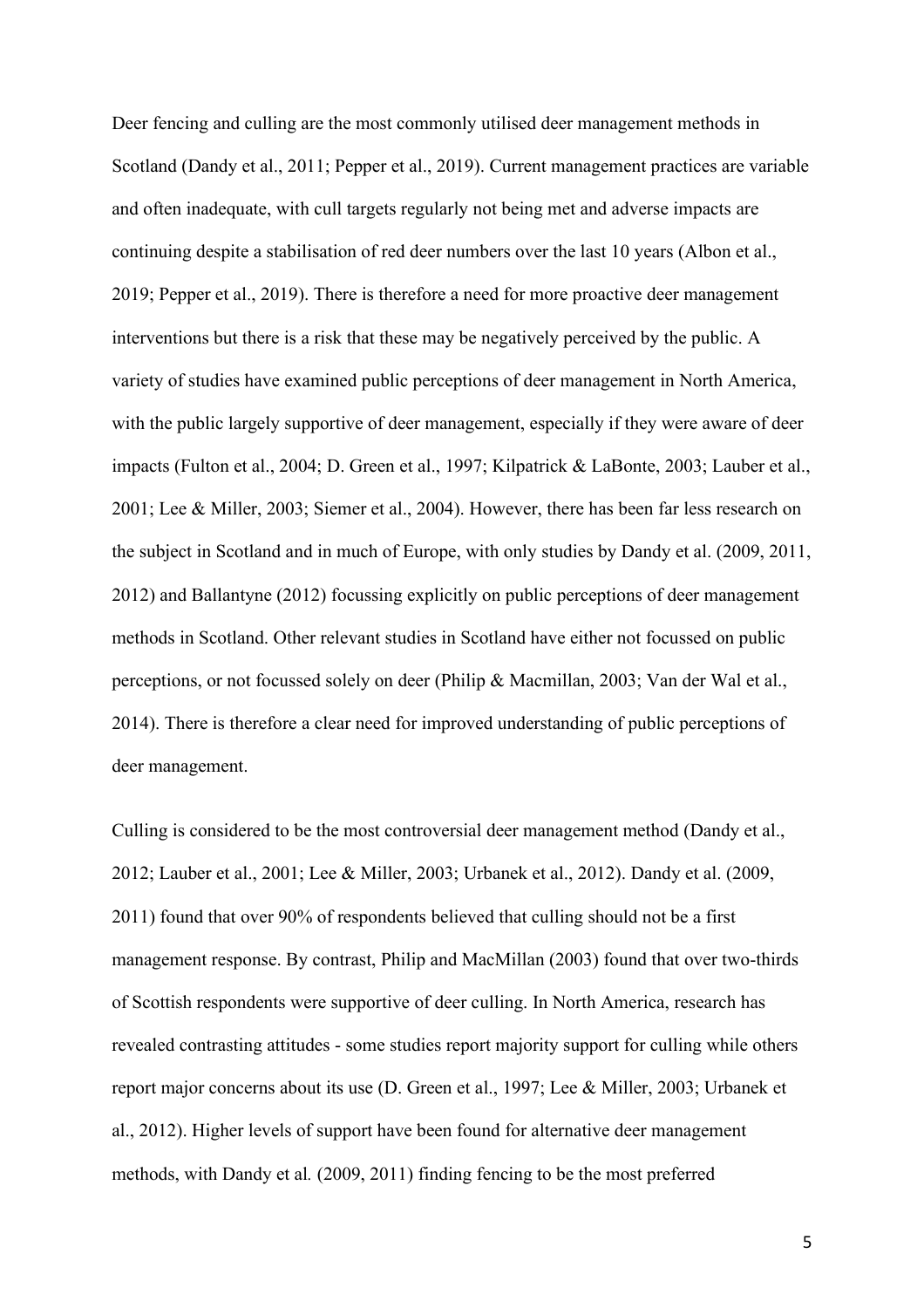Deer fencing and culling are the most commonly utilised deer management methods in Scotland (Dandy et al., 2011; Pepper et al., 2019). Current management practices are variable and often inadequate, with cull targets regularly not being met and adverse impacts are continuing despite a stabilisation of red deer numbers over the last 10 years (Albon et al., 2019; Pepper et al., 2019). There is therefore a need for more proactive deer management interventions but there is a risk that these may be negatively perceived by the public. A variety of studies have examined public perceptions of deer management in North America, with the public largely supportive of deer management, especially if they were aware of deer impacts (Fulton et al., 2004; D. Green et al., 1997; Kilpatrick & LaBonte, 2003; Lauber et al., 2001; Lee & Miller, 2003; Siemer et al., 2004). However, there has been far less research on the subject in Scotland and in much of Europe, with only studies by Dandy et al. (2009, 2011, 2012) and Ballantyne (2012) focussing explicitly on public perceptions of deer management methods in Scotland. Other relevant studies in Scotland have either not focussed on public perceptions, or not focussed solely on deer (Philip & Macmillan, 2003; Van der Wal et al., 2014). There is therefore a clear need for improved understanding of public perceptions of deer management.

Culling is considered to be the most controversial deer management method (Dandy et al., 2012; Lauber et al., 2001; Lee & Miller, 2003; Urbanek et al., 2012). Dandy et al. (2009, 2011) found that over 90% of respondents believed that culling should not be a first management response. By contrast, Philip and MacMillan (2003) found that over two-thirds of Scottish respondents were supportive of deer culling. In North America, research has revealed contrasting attitudes - some studies report majority support for culling while others report major concerns about its use (D. Green et al., 1997; Lee & Miller, 2003; Urbanek et al., 2012). Higher levels of support have been found for alternative deer management methods, with Dandy et al*.* (2009, 2011) finding fencing to be the most preferred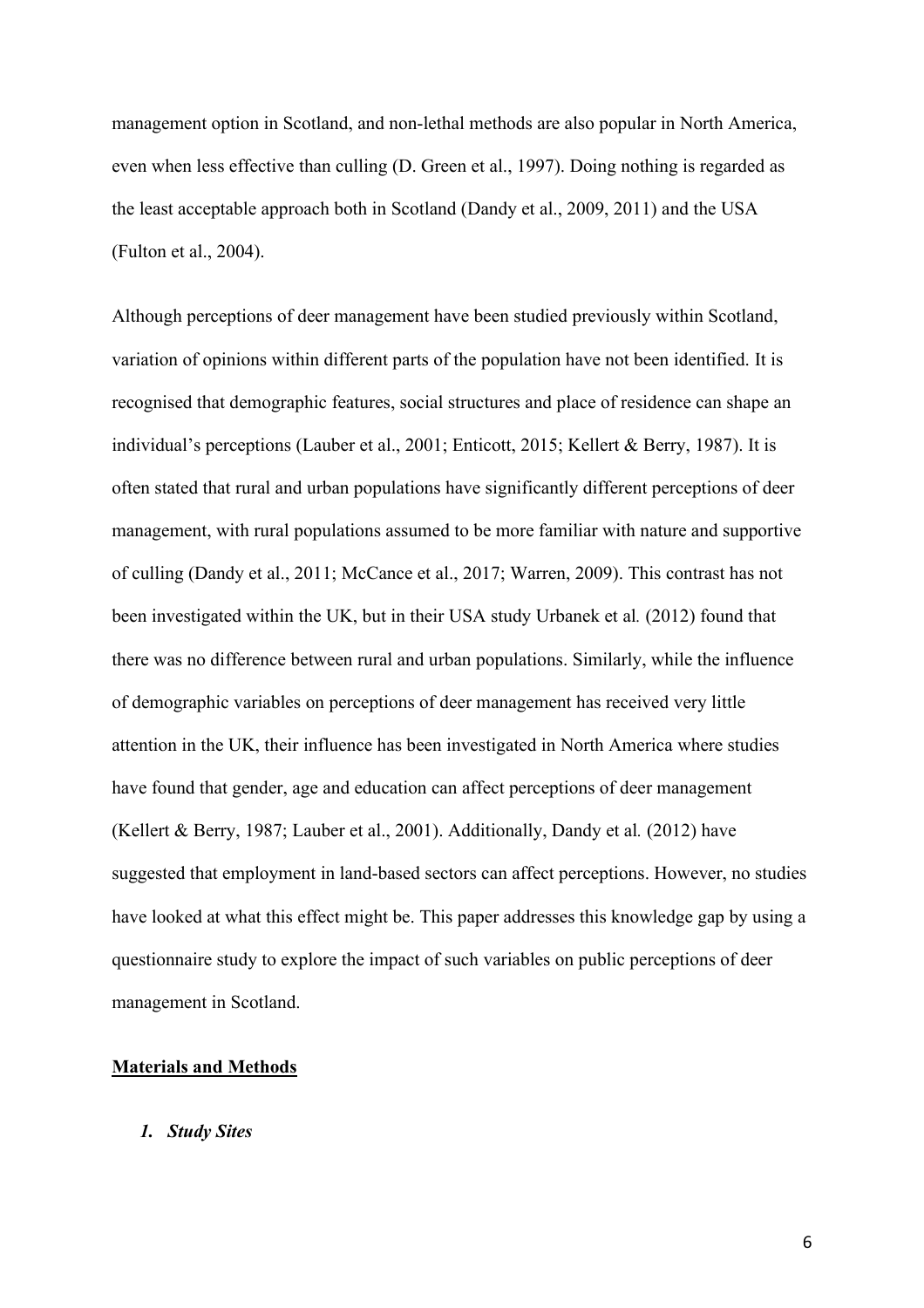management option in Scotland, and non-lethal methods are also popular in North America, even when less effective than culling (D. Green et al., 1997). Doing nothing is regarded as the least acceptable approach both in Scotland (Dandy et al., 2009, 2011) and the USA (Fulton et al., 2004).

Although perceptions of deer management have been studied previously within Scotland, variation of opinions within different parts of the population have not been identified. It is recognised that demographic features, social structures and place of residence can shape an individual's perceptions (Lauber et al., 2001; Enticott, 2015; Kellert & Berry, 1987). It is often stated that rural and urban populations have significantly different perceptions of deer management, with rural populations assumed to be more familiar with nature and supportive of culling (Dandy et al., 2011; McCance et al., 2017; Warren, 2009). This contrast has not been investigated within the UK, but in their USA study Urbanek et al*.* (2012) found that there was no difference between rural and urban populations. Similarly, while the influence of demographic variables on perceptions of deer management has received very little attention in the UK, their influence has been investigated in North America where studies have found that gender, age and education can affect perceptions of deer management (Kellert & Berry, 1987; Lauber et al., 2001). Additionally, Dandy et al*.* (2012) have suggested that employment in land-based sectors can affect perceptions. However, no studies have looked at what this effect might be. This paper addresses this knowledge gap by using a questionnaire study to explore the impact of such variables on public perceptions of deer management in Scotland.

## Materials and Methods

### *1. Study Sites*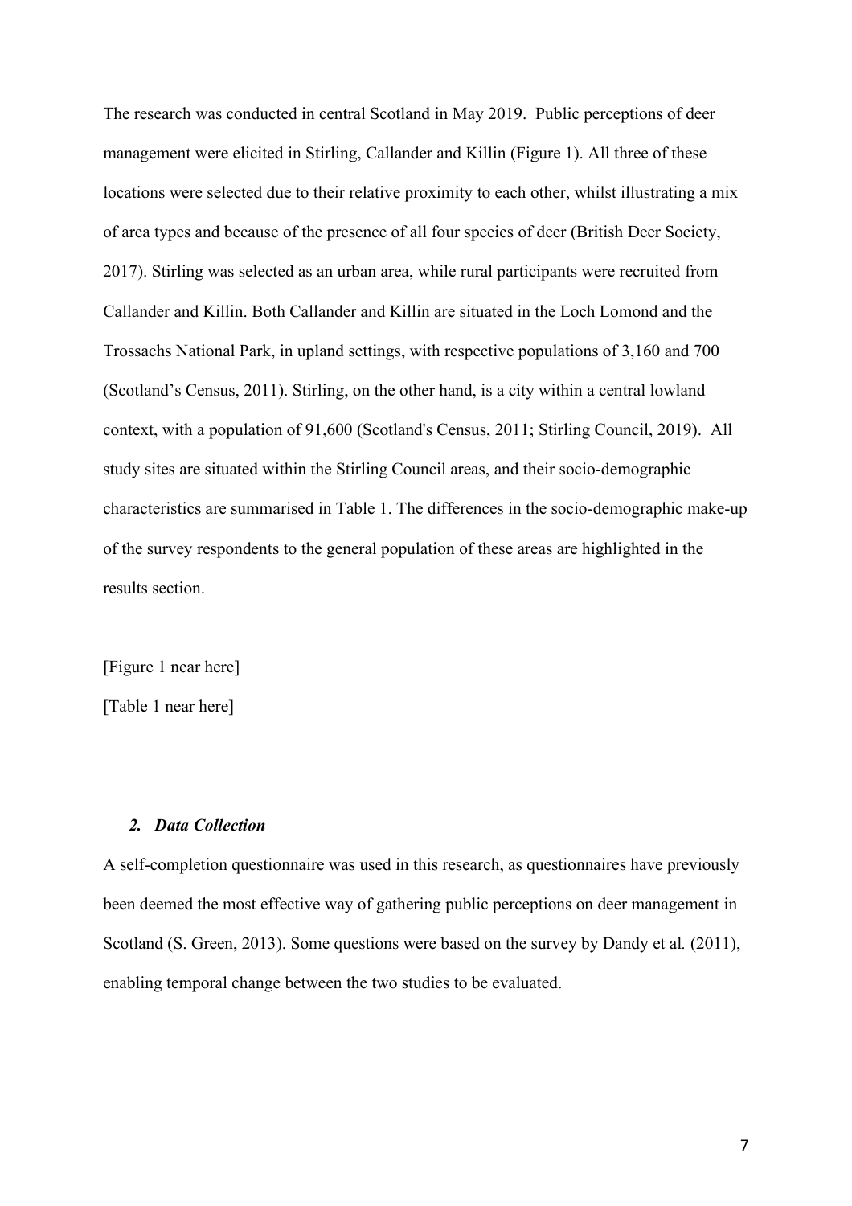The research was conducted in central Scotland in May 2019. Public perceptions of deer management were elicited in Stirling, Callander and Killin (Figure 1). All three of these locations were selected due to their relative proximity to each other, whilst illustrating a mix of area types and because of the presence of all four species of deer (British Deer Society, 2017). Stirling was selected as an urban area, while rural participants were recruited from Callander and Killin. Both Callander and Killin are situated in the Loch Lomond and the Trossachs National Park, in upland settings, with respective populations of 3,160 and 700 (Scotland's Census, 2011). Stirling, on the other hand, is a city within a central lowland context, with a population of 91,600 (Scotland's Census, 2011; Stirling Council, 2019). All study sites are situated within the Stirling Council areas, and their socio-demographic characteristics are summarised in Table 1. The differences in the socio-demographic make-up of the survey respondents to the general population of these areas are highlighted in the results section.

[Figure 1 near here]

[Table 1 near here]

### *2. Data Collection*

A self-completion questionnaire was used in this research, as questionnaires have previously been deemed the most effective way of gathering public perceptions on deer management in Scotland (S. Green, 2013). Some questions were based on the survey by Dandy et al*.* (2011), enabling temporal change between the two studies to be evaluated.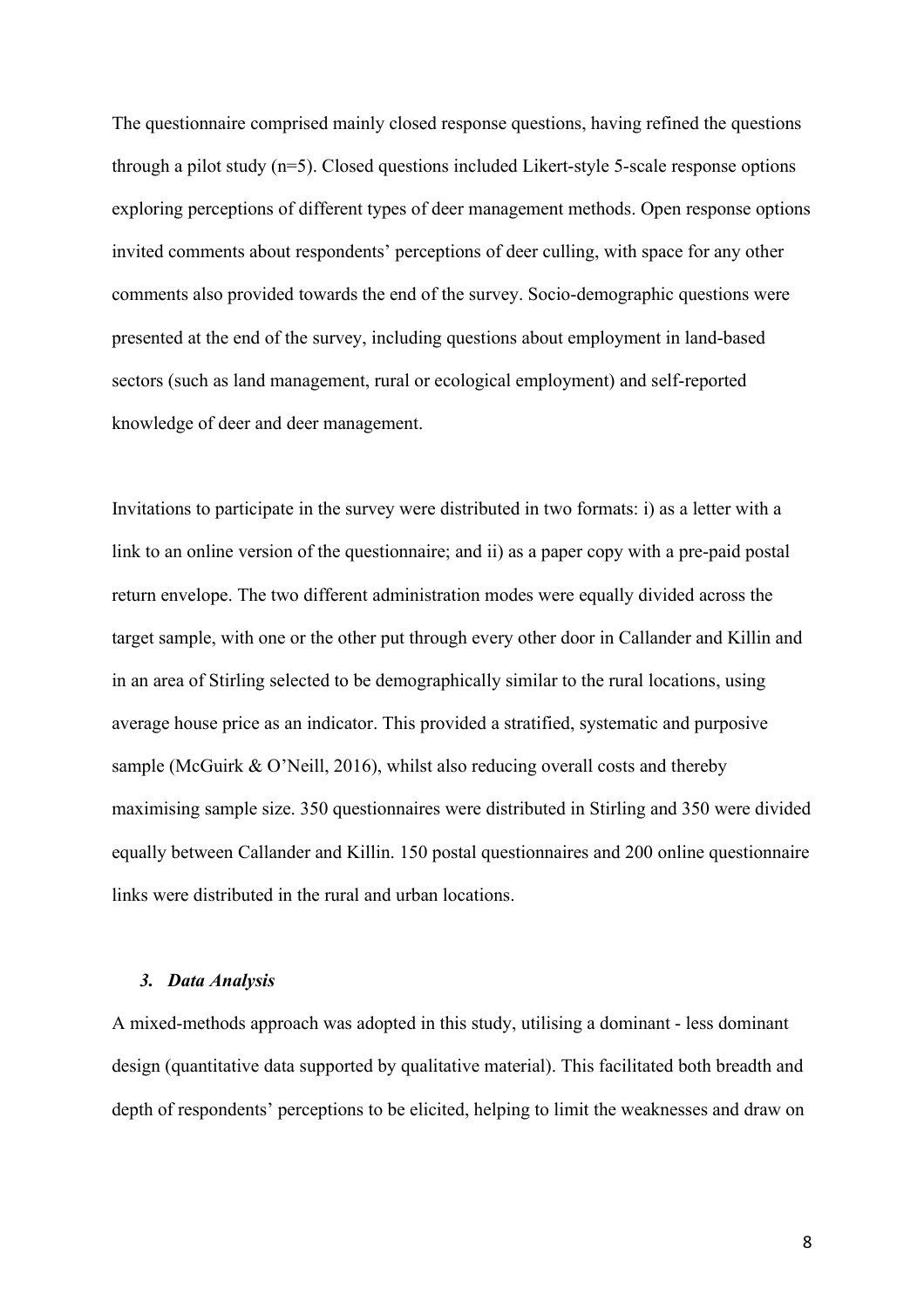The questionnaire comprised mainly closed response questions, having refined the questions through a pilot study (n=5). Closed questions included Likert-style 5-scale response options exploring perceptions of different types of deer management methods. Open response options invited comments about respondents' perceptions of deer culling, with space for any other comments also provided towards the end of the survey. Socio-demographic questions were presented at the end of the survey, including questions about employment in land-based sectors (such as land management, rural or ecological employment) and self-reported knowledge of deer and deer management.

Invitations to participate in the survey were distributed in two formats: i) as a letter with a link to an online version of the questionnaire; and ii) as a paper copy with a pre-paid postal return envelope. The two different administration modes were equally divided across the target sample, with one or the other put through every other door in Callander and Killin and in an area of Stirling selected to be demographically similar to the rural locations, using average house price as an indicator. This provided a stratified, systematic and purposive sample (McGuirk & O'Neill, 2016), whilst also reducing overall costs and thereby maximising sample size. 350 questionnaires were distributed in Stirling and 350 were divided equally between Callander and Killin. 150 postal questionnaires and 200 online questionnaire links were distributed in the rural and urban locations.

### *3. Data Analysis*

A mixed-methods approach was adopted in this study, utilising a dominant - less dominant design (quantitative data supported by qualitative material). This facilitated both breadth and depth of respondents' perceptions to be elicited, helping to limit the weaknesses and draw on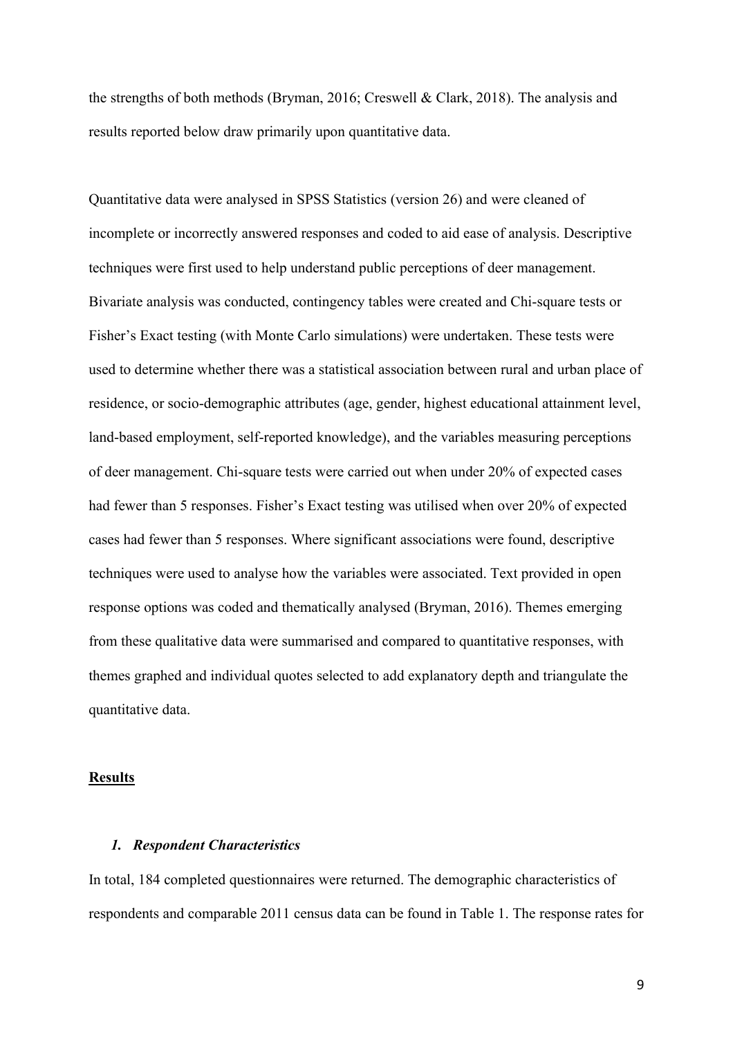the strengths of both methods (Bryman, 2016; Creswell & Clark, 2018). The analysis and results reported below draw primarily upon quantitative data.

Quantitative data were analysed in SPSS Statistics (version 26) and were cleaned of incomplete or incorrectly answered responses and coded to aid ease of analysis. Descriptive techniques were first used to help understand public perceptions of deer management. Bivariate analysis was conducted, contingency tables were created and Chi-square tests or Fisher's Exact testing (with Monte Carlo simulations) were undertaken. These tests were used to determine whether there was a statistical association between rural and urban place of residence, or socio-demographic attributes (age, gender, highest educational attainment level, land-based employment, self-reported knowledge), and the variables measuring perceptions of deer management. Chi-square tests were carried out when under 20% of expected cases had fewer than 5 responses. Fisher's Exact testing was utilised when over 20% of expected cases had fewer than 5 responses. Where significant associations were found, descriptive techniques were used to analyse how the variables were associated. Text provided in open response options was coded and thematically analysed (Bryman, 2016). Themes emerging from these qualitative data were summarised and compared to quantitative responses, with themes graphed and individual quotes selected to add explanatory depth and triangulate the quantitative data.

## Results

### *1. Respondent Characteristics*

In total, 184 completed questionnaires were returned. The demographic characteristics of respondents and comparable 2011 census data can be found in Table 1. The response rates for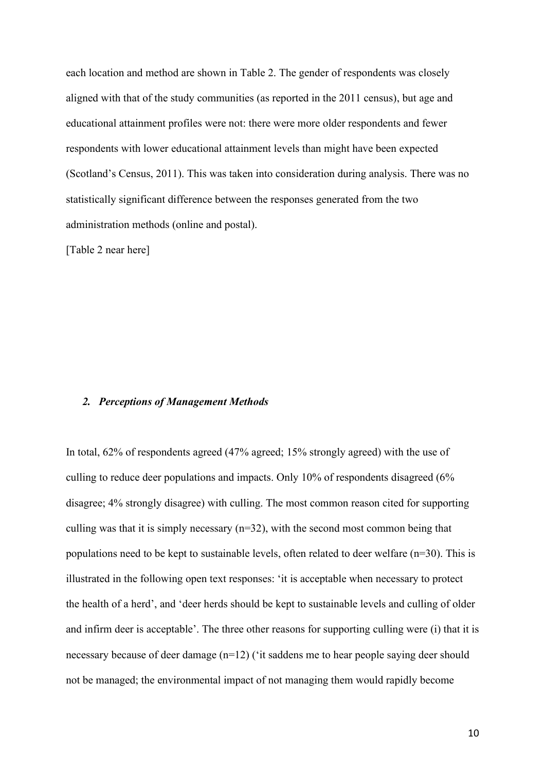each location and method are shown in Table 2. The gender of respondents was closely aligned with that of the study communities (as reported in the 2011 census), but age and educational attainment profiles were not: there were more older respondents and fewer respondents with lower educational attainment levels than might have been expected (Scotland's Census, 2011). This was taken into consideration during analysis. There was no statistically significant difference between the responses generated from the two administration methods (online and postal).

[Table 2 near here]

### *2. Perceptions of Management Methods*

In total, 62% of respondents agreed (47% agreed; 15% strongly agreed) with the use of culling to reduce deer populations and impacts. Only 10% of respondents disagreed (6% disagree; 4% strongly disagree) with culling. The most common reason cited for supporting culling was that it is simply necessary (n=32), with the second most common being that populations need to be kept to sustainable levels, often related to deer welfare (n=30). This is illustrated in the following open text responses: 'it is acceptable when necessary to protect the health of a herd', and 'deer herds should be kept to sustainable levels and culling of older and infirm deer is acceptable'. The three other reasons for supporting culling were (i) that it is necessary because of deer damage (n=12) ('it saddens me to hear people saying deer should not be managed; the environmental impact of not managing them would rapidly become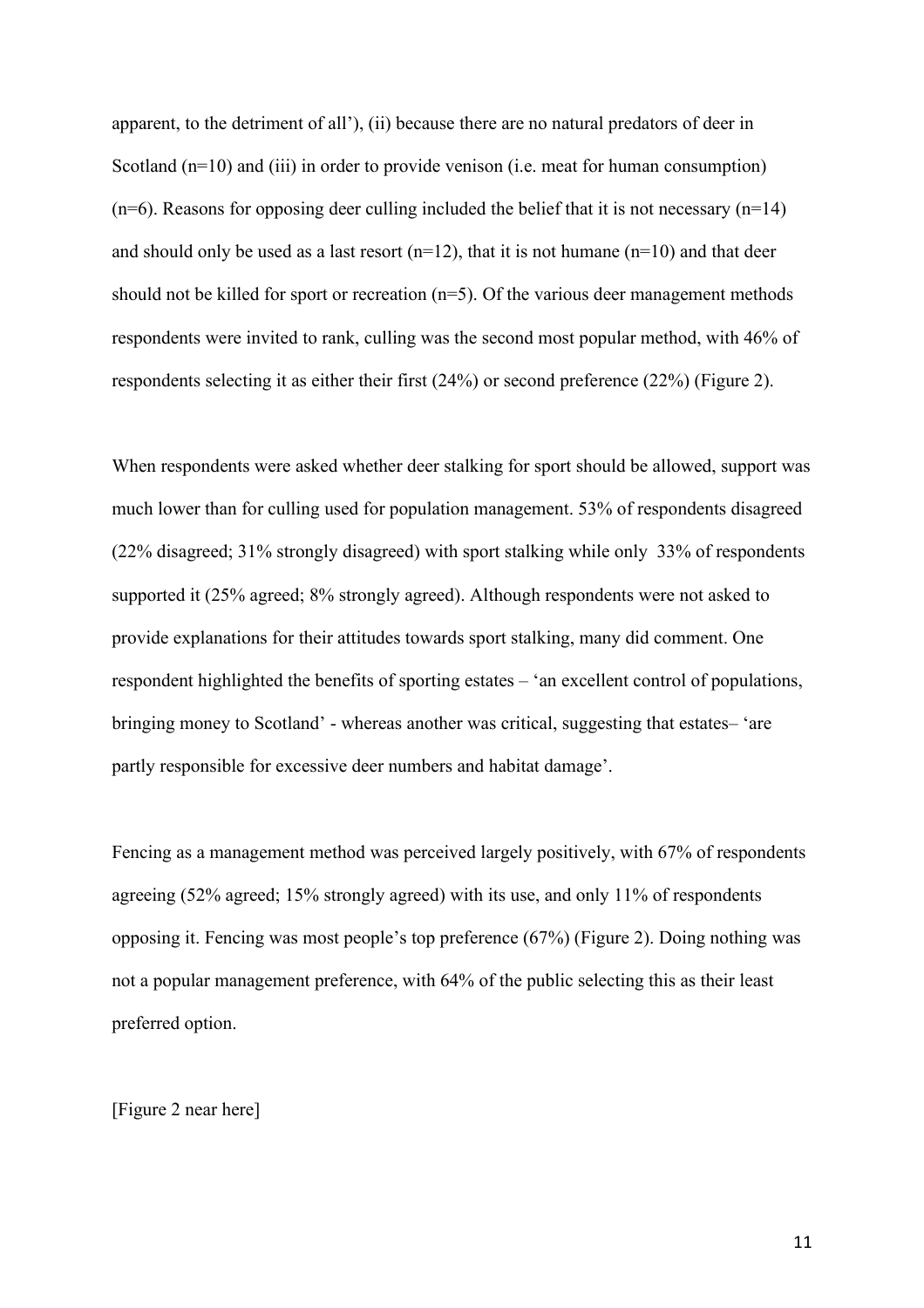apparent, to the detriment of all'), (ii) because there are no natural predators of deer in Scotland (n=10) and (iii) in order to provide venison (i.e. meat for human consumption) (n=6). Reasons for opposing deer culling included the belief that it is not necessary (n=14) and should only be used as a last resort (n=12), that it is not humane (n=10) and that deer should not be killed for sport or recreation (n=5). Of the various deer management methods respondents were invited to rank, culling was the second most popular method, with 46% of respondents selecting it as either their first (24%) or second preference (22%) (Figure 2).

When respondents were asked whether deer stalking for sport should be allowed, support was much lower than for culling used for population management. 53% of respondents disagreed (22% disagreed; 31% strongly disagreed) with sport stalking while only 33% of respondents supported it (25% agreed; 8% strongly agreed). Although respondents were not asked to provide explanations for their attitudes towards sport stalking, many did comment. One respondent highlighted the benefits of sporting estates – 'an excellent control of populations, bringing money to Scotland' - whereas another was critical, suggesting that estates– 'are partly responsible for excessive deer numbers and habitat damage'.

Fencing as a management method was perceived largely positively, with 67% of respondents agreeing (52% agreed; 15% strongly agreed) with its use, and only 11% of respondents opposing it. Fencing was most people's top preference (67%) (Figure 2). Doing nothing was not a popular management preference, with 64% of the public selecting this as their least preferred option.

[Figure 2 near here]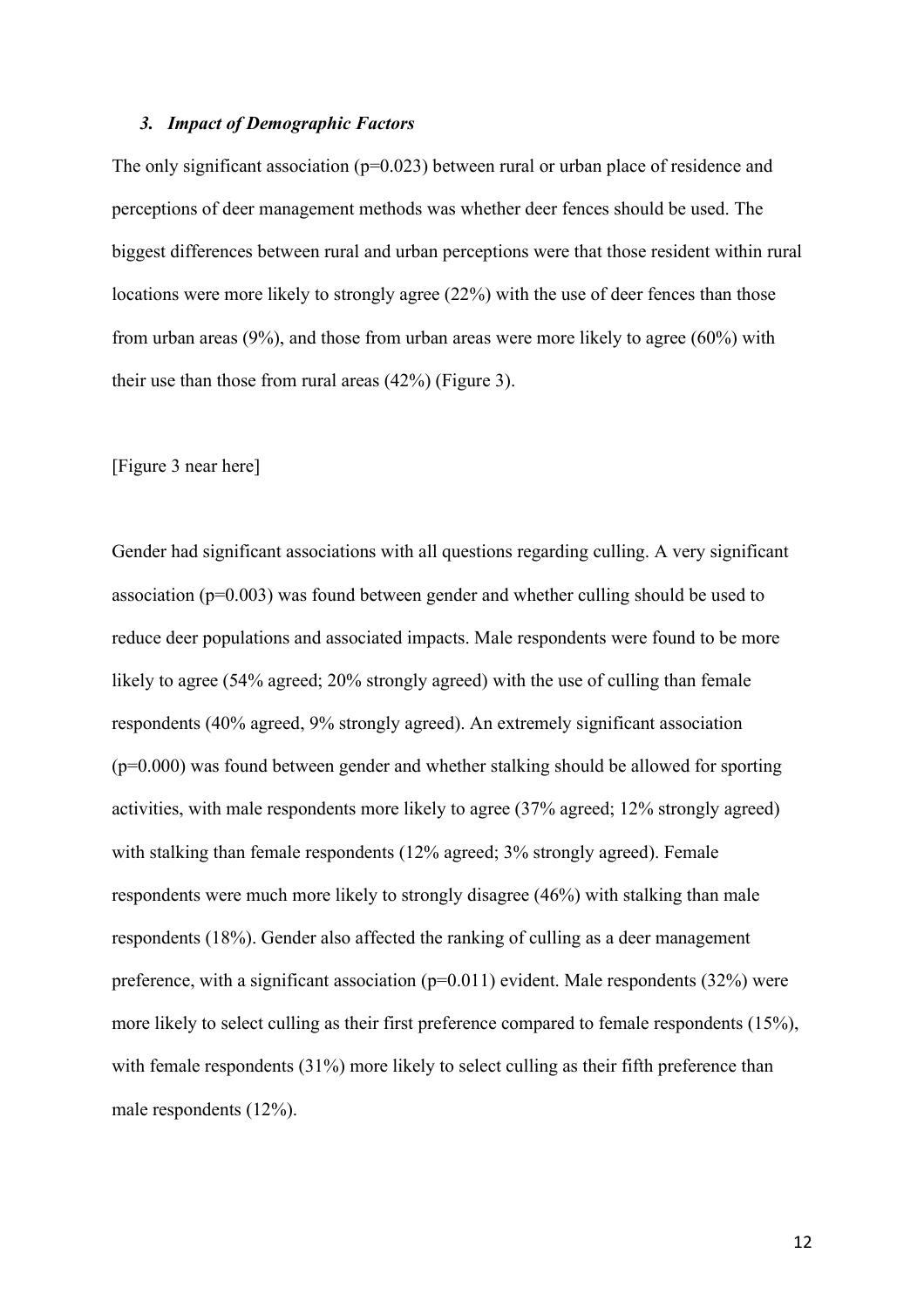### *3. Impact of Demographic Factors*

The only significant association ($p=0.023$) between rural or urban place of residence and perceptions of deer management methods was whether deer fences should be used. The biggest differences between rural and urban perceptions were that those resident within rural locations were more likely to strongly agree (22%) with the use of deer fences than those from urban areas (9%), and those from urban areas were more likely to agree (60%) with their use than those from rural areas (42%) (Figure 3).

[Figure 3 near here]

Gender had significant associations with all questions regarding culling. A very significant association ($p=0.003$) was found between gender and whether culling should be used to reduce deer populations and associated impacts. Male respondents were found to be more likely to agree (54% agreed; 20% strongly agreed) with the use of culling than female respondents (40% agreed, 9% strongly agreed). An extremely significant association ($p=0.000$) was found between gender and whether stalking should be allowed for sporting activities, with male respondents more likely to agree (37% agreed; 12% strongly agreed) with stalking than female respondents (12% agreed; 3% strongly agreed). Female respondents were much more likely to strongly disagree (46%) with stalking than male respondents (18%). Gender also affected the ranking of culling as a deer management preference, with a significant association ($p=0.011$) evident. Male respondents (32%) were more likely to select culling as their first preference compared to female respondents (15%), with female respondents (31%) more likely to select culling as their fifth preference than male respondents (12%).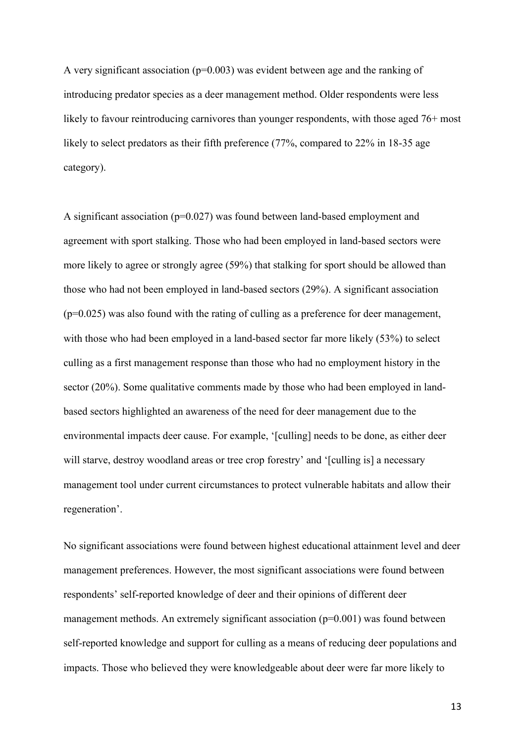A very significant association ($p=0.003$) was evident between age and the ranking of introducing predator species as a deer management method. Older respondents were less likely to favour reintroducing carnivores than younger respondents, with those aged 76+ most likely to select predators as their fifth preference (77%, compared to 22% in 18-35 age category).

A significant association ($p=0.027$) was found between land-based employment and agreement with sport stalking. Those who had been employed in land-based sectors were more likely to agree or strongly agree (59%) that stalking for sport should be allowed than those who had not been employed in land-based sectors (29%). A significant association ($p=0.025$) was also found with the rating of culling as a preference for deer management, with those who had been employed in a land-based sector far more likely (53%) to select culling as a first management response than those who had no employment history in the sector (20%). Some qualitative comments made by those who had been employed in land-based sectors highlighted an awareness of the need for deer management due to the environmental impacts deer cause. For example, '[culling] needs to be done, as either deer will starve, destroy woodland areas or tree crop forestry' and '[culling is] a necessary management tool under current circumstances to protect vulnerable habitats and allow their regeneration'.

No significant associations were found between highest educational attainment level and deer management preferences. However, the most significant associations were found between respondents' self-reported knowledge of deer and their opinions of different deer management methods. An extremely significant association ($p=0.001$) was found between self-reported knowledge and support for culling as a means of reducing deer populations and impacts. Those who believed they were knowledgeable about deer were far more likely to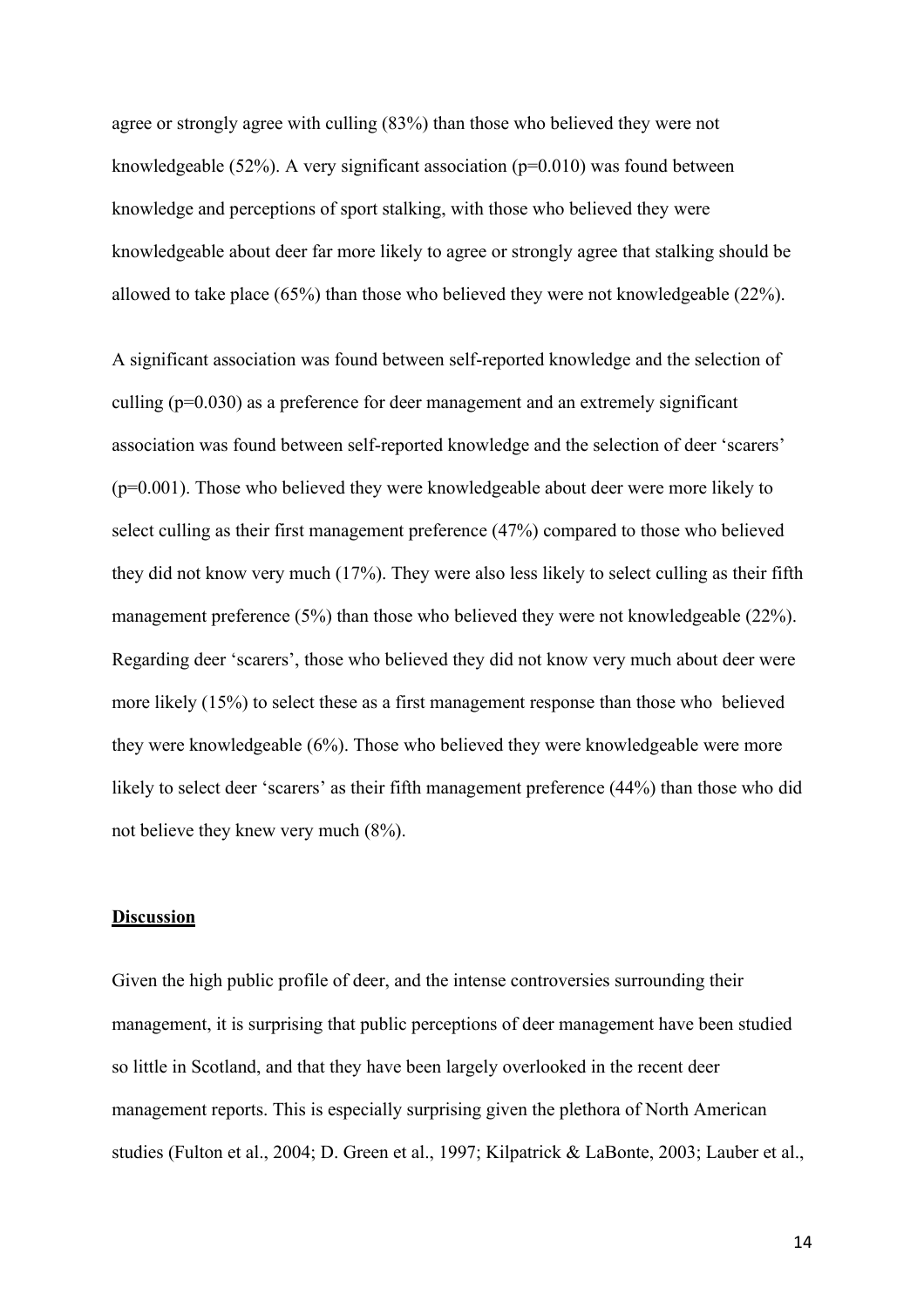agree or strongly agree with culling (83%) than those who believed they were not knowledgeable (52%). A very significant association ($p=0.010$) was found between knowledge and perceptions of sport stalking, with those who believed they were knowledgeable about deer far more likely to agree or strongly agree that stalking should be allowed to take place (65%) than those who believed they were not knowledgeable (22%).

A significant association was found between self-reported knowledge and the selection of culling ($p=0.030$) as a preference for deer management and an extremely significant association was found between self-reported knowledge and the selection of deer 'scarers' ($p=0.001$). Those who believed they were knowledgeable about deer were more likely to select culling as their first management preference (47%) compared to those who believed they did not know very much (17%). They were also less likely to select culling as their fifth management preference (5%) than those who believed they were not knowledgeable (22%). Regarding deer 'scarers', those who believed they did not know very much about deer were more likely (15%) to select these as a first management response than those who believed they were knowledgeable (6%). Those who believed they were knowledgeable were more likely to select deer 'scarers' as their fifth management preference (44%) than those who did not believe they knew very much (8%).

## Discussion

Given the high public profile of deer, and the intense controversies surrounding their management, it is surprising that public perceptions of deer management have been studied so little in Scotland, and that they have been largely overlooked in the recent deer management reports. This is especially surprising given the plethora of North American studies (Fulton et al., 2004; D. Green et al., 1997; Kilpatrick & LaBonte, 2003; Lauber et al.,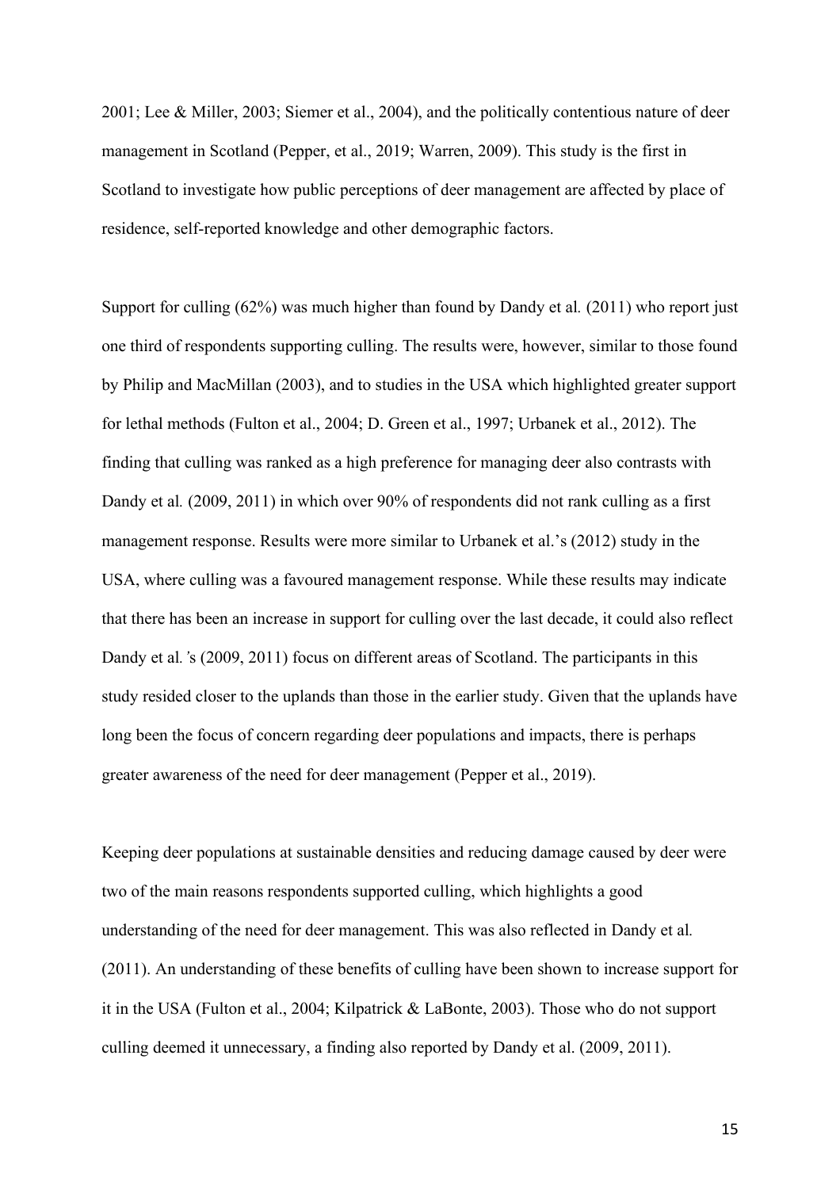2001; Lee & Miller, 2003; Siemer et al., 2004), and the politically contentious nature of deer management in Scotland (Pepper, et al., 2019; Warren, 2009). This study is the first in Scotland to investigate how public perceptions of deer management are affected by place of residence, self-reported knowledge and other demographic factors.

Support for culling (62%) was much higher than found by Dandy et al*.* (2011) who report just one third of respondents supporting culling. The results were, however, similar to those found by Philip and MacMillan (2003), and to studies in the USA which highlighted greater support for lethal methods (Fulton et al., 2004; D. Green et al., 1997; Urbanek et al., 2012). The finding that culling was ranked as a high preference for managing deer also contrasts with Dandy et al*.* (2009, 2011) in which over 90% of respondents did not rank culling as a first management response. Results were more similar to Urbanek et al.'s (2012) study in the USA, where culling was a favoured management response. While these results may indicate that there has been an increase in support for culling over the last decade, it could also reflect Dandy et al*.'*s (2009, 2011) focus on different areas of Scotland. The participants in this study resided closer to the uplands than those in the earlier study. Given that the uplands have long been the focus of concern regarding deer populations and impacts, there is perhaps greater awareness of the need for deer management (Pepper et al., 2019).

Keeping deer populations at sustainable densities and reducing damage caused by deer were two of the main reasons respondents supported culling, which highlights a good understanding of the need for deer management. This was also reflected in Dandy et al*.* (2011). An understanding of these benefits of culling have been shown to increase support for it in the USA (Fulton et al., 2004; Kilpatrick & LaBonte, 2003). Those who do not support culling deemed it unnecessary, a finding also reported by Dandy et al. (2009, 2011).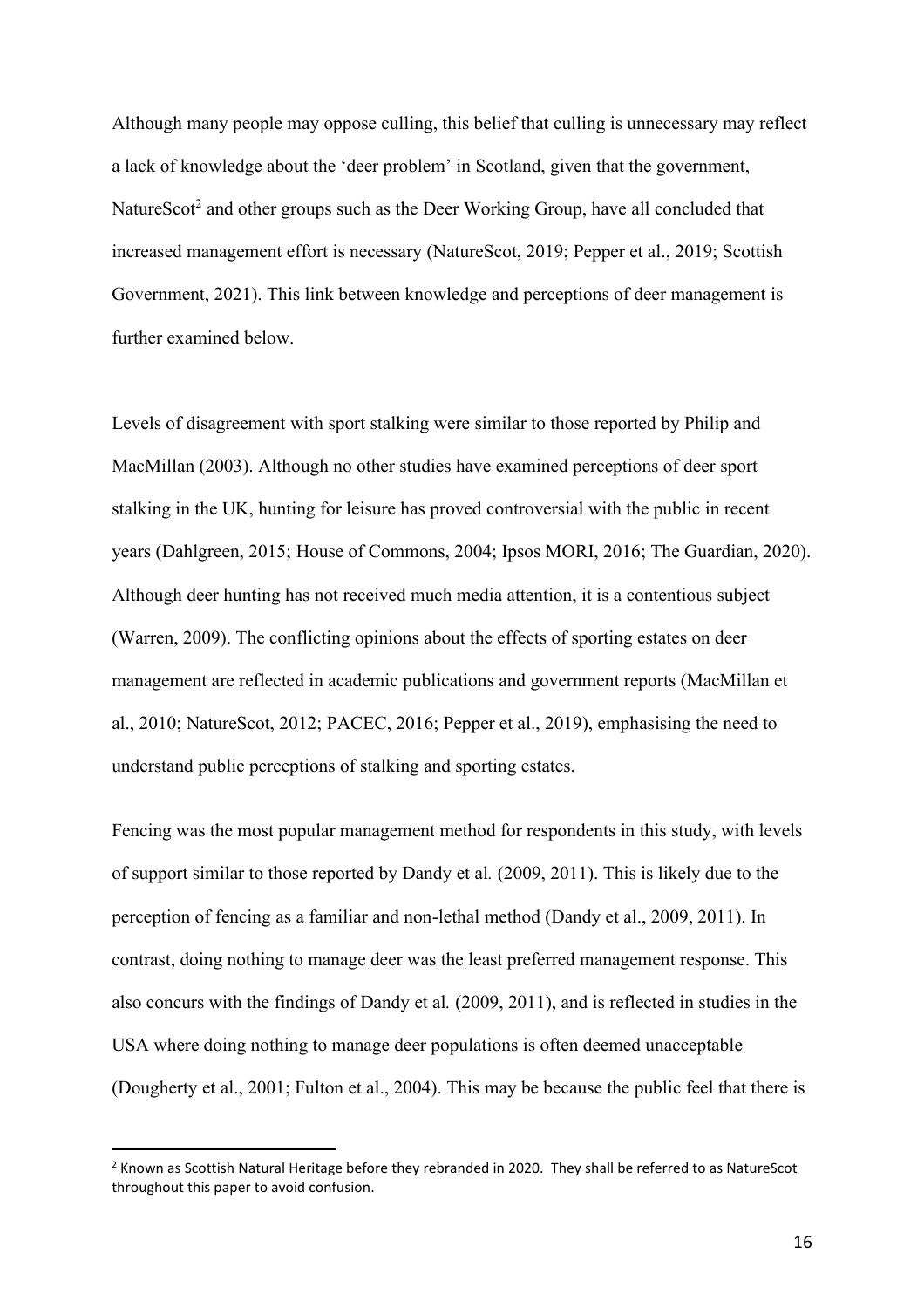Although many people may oppose culling, this belief that culling is unnecessary may reflect a lack of knowledge about the 'deer problem' in Scotland, given that the government, NatureScot[2] and other groups such as the Deer Working Group, have all concluded that increased management effort is necessary (NatureScot, 2019; Pepper et al., 2019; Scottish Government, 2021). This link between knowledge and perceptions of deer management is further examined below.

Levels of disagreement with sport stalking were similar to those reported by Philip and MacMillan (2003). Although no other studies have examined perceptions of deer sport stalking in the UK, hunting for leisure has proved controversial with the public in recent years (Dahlgreen, 2015; House of Commons, 2004; Ipsos MORI, 2016; The Guardian, 2020). Although deer hunting has not received much media attention, it is a contentious subject (Warren, 2009). The conflicting opinions about the effects of sporting estates on deer management are reflected in academic publications and government reports (MacMillan et al., 2010; NatureScot, 2012; PACEC, 2016; Pepper et al., 2019), emphasising the need to understand public perceptions of stalking and sporting estates.

Fencing was the most popular management method for respondents in this study, with levels of support similar to those reported by Dandy et al*.* (2009, 2011). This is likely due to the perception of fencing as a familiar and non-lethal method (Dandy et al., 2009, 2011). In contrast, doing nothing to manage deer was the least preferred management response. This also concurs with the findings of Dandy et al*.* (2009, 2011), and is reflected in studies in the USA where doing nothing to manage deer populations is often deemed unacceptable (Dougherty et al., 2001; Fulton et al., 2004). This may be because the public feel that there is

[2] Known as Scottish Natural Heritage before they rebranded in 2020. They shall be referred to as NatureScot throughout this paper to avoid confusion.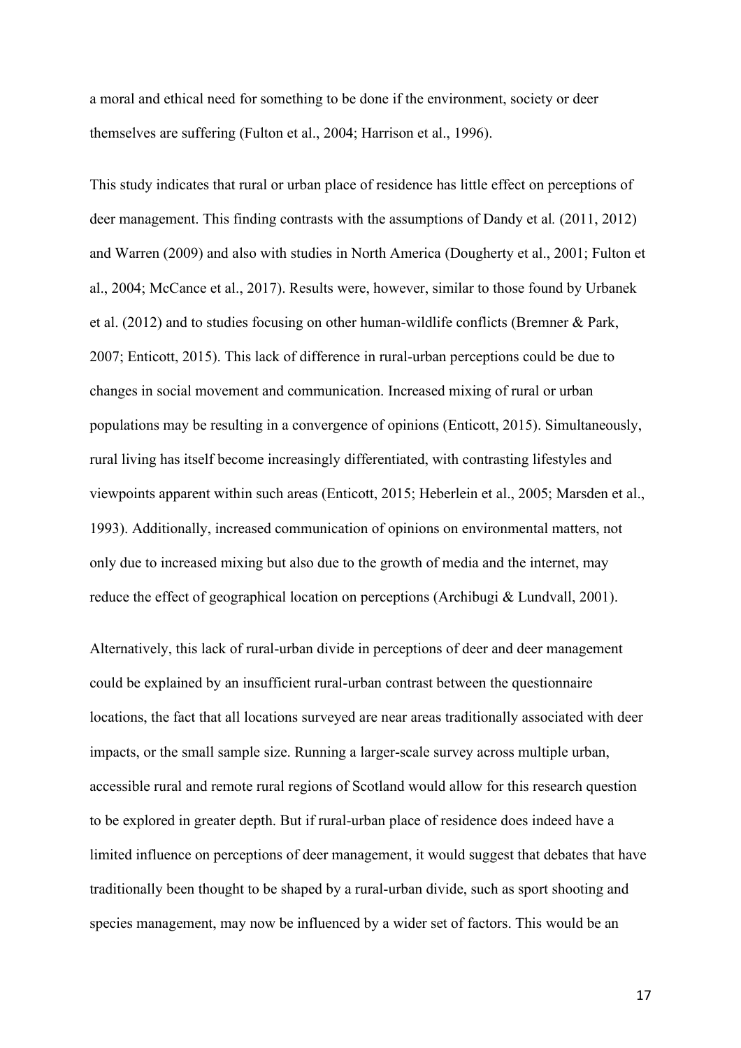a moral and ethical need for something to be done if the environment, society or deer themselves are suffering (Fulton et al., 2004; Harrison et al., 1996).

This study indicates that rural or urban place of residence has little effect on perceptions of deer management. This finding contrasts with the assumptions of Dandy et al*.* (2011, 2012) and Warren (2009) and also with studies in North America (Dougherty et al., 2001; Fulton et al., 2004; McCance et al., 2017). Results were, however, similar to those found by Urbanek et al. (2012) and to studies focusing on other human-wildlife conflicts (Bremner & Park, 2007; Enticott, 2015). This lack of difference in rural-urban perceptions could be due to changes in social movement and communication. Increased mixing of rural or urban populations may be resulting in a convergence of opinions (Enticott, 2015). Simultaneously, rural living has itself become increasingly differentiated, with contrasting lifestyles and viewpoints apparent within such areas (Enticott, 2015; Heberlein et al., 2005; Marsden et al., 1993). Additionally, increased communication of opinions on environmental matters, not only due to increased mixing but also due to the growth of media and the internet, may reduce the effect of geographical location on perceptions (Archibugi & Lundvall, 2001).

Alternatively, this lack of rural-urban divide in perceptions of deer and deer management could be explained by an insufficient rural-urban contrast between the questionnaire locations, the fact that all locations surveyed are near areas traditionally associated with deer impacts, or the small sample size. Running a larger-scale survey across multiple urban, accessible rural and remote rural regions of Scotland would allow for this research question to be explored in greater depth. But if rural-urban place of residence does indeed have a limited influence on perceptions of deer management, it would suggest that debates that have traditionally been thought to be shaped by a rural-urban divide, such as sport shooting and species management, may now be influenced by a wider set of factors. This would be an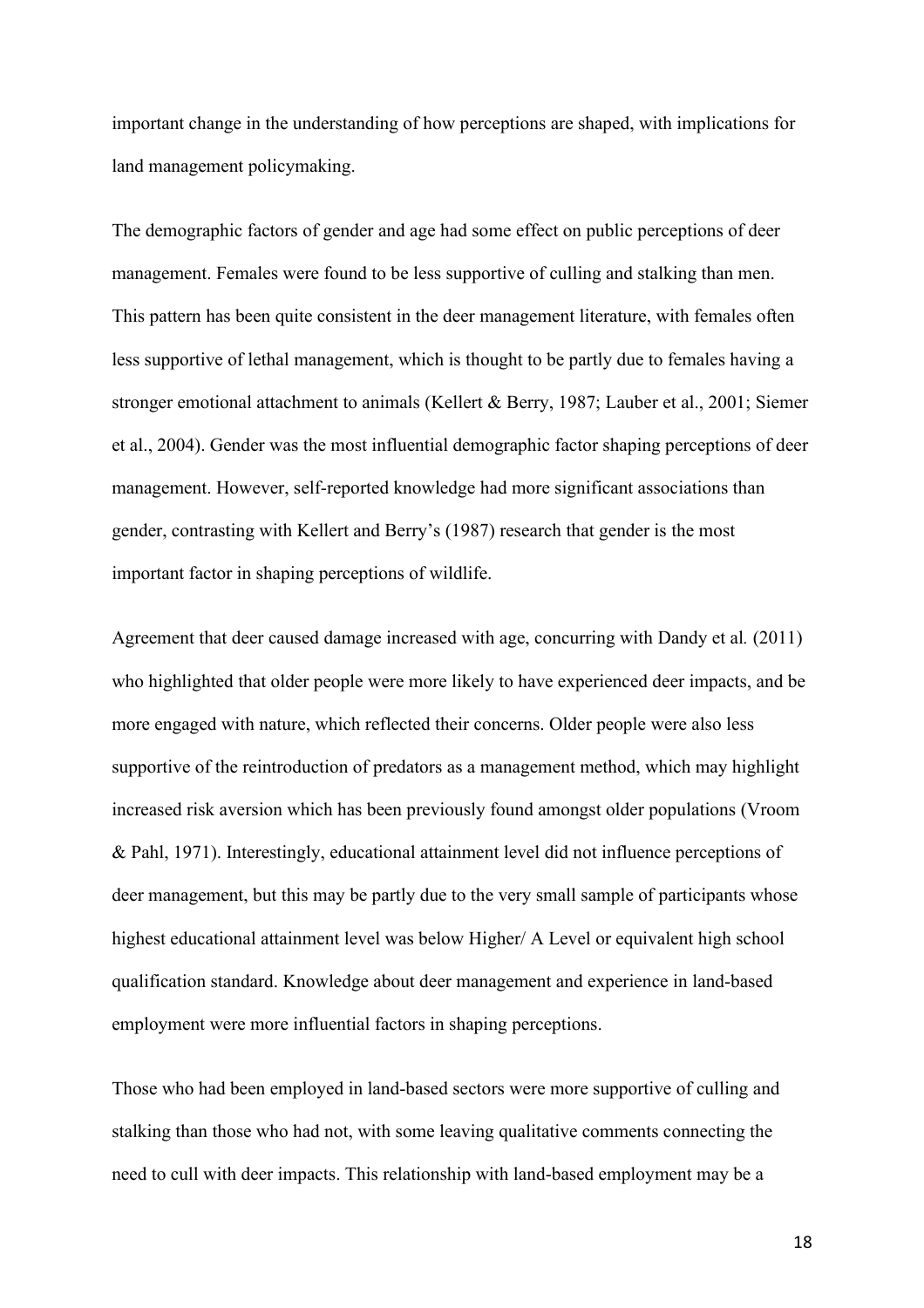important change in the understanding of how perceptions are shaped, with implications for land management policymaking.

The demographic factors of gender and age had some effect on public perceptions of deer management. Females were found to be less supportive of culling and stalking than men. This pattern has been quite consistent in the deer management literature, with females often less supportive of lethal management, which is thought to be partly due to females having a stronger emotional attachment to animals (Kellert & Berry, 1987; Lauber et al., 2001; Siemer et al., 2004). Gender was the most influential demographic factor shaping perceptions of deer management. However, self-reported knowledge had more significant associations than gender, contrasting with Kellert and Berry's (1987) research that gender is the most important factor in shaping perceptions of wildlife.

Agreement that deer caused damage increased with age, concurring with Dandy et al*.* (2011) who highlighted that older people were more likely to have experienced deer impacts, and be more engaged with nature, which reflected their concerns. Older people were also less supportive of the reintroduction of predators as a management method, which may highlight increased risk aversion which has been previously found amongst older populations (Vroom & Pahl, 1971). Interestingly, educational attainment level did not influence perceptions of deer management, but this may be partly due to the very small sample of participants whose highest educational attainment level was below Higher/ A Level or equivalent high school qualification standard. Knowledge about deer management and experience in land-based employment were more influential factors in shaping perceptions.

Those who had been employed in land-based sectors were more supportive of culling and stalking than those who had not, with some leaving qualitative comments connecting the need to cull with deer impacts. This relationship with land-based employment may be a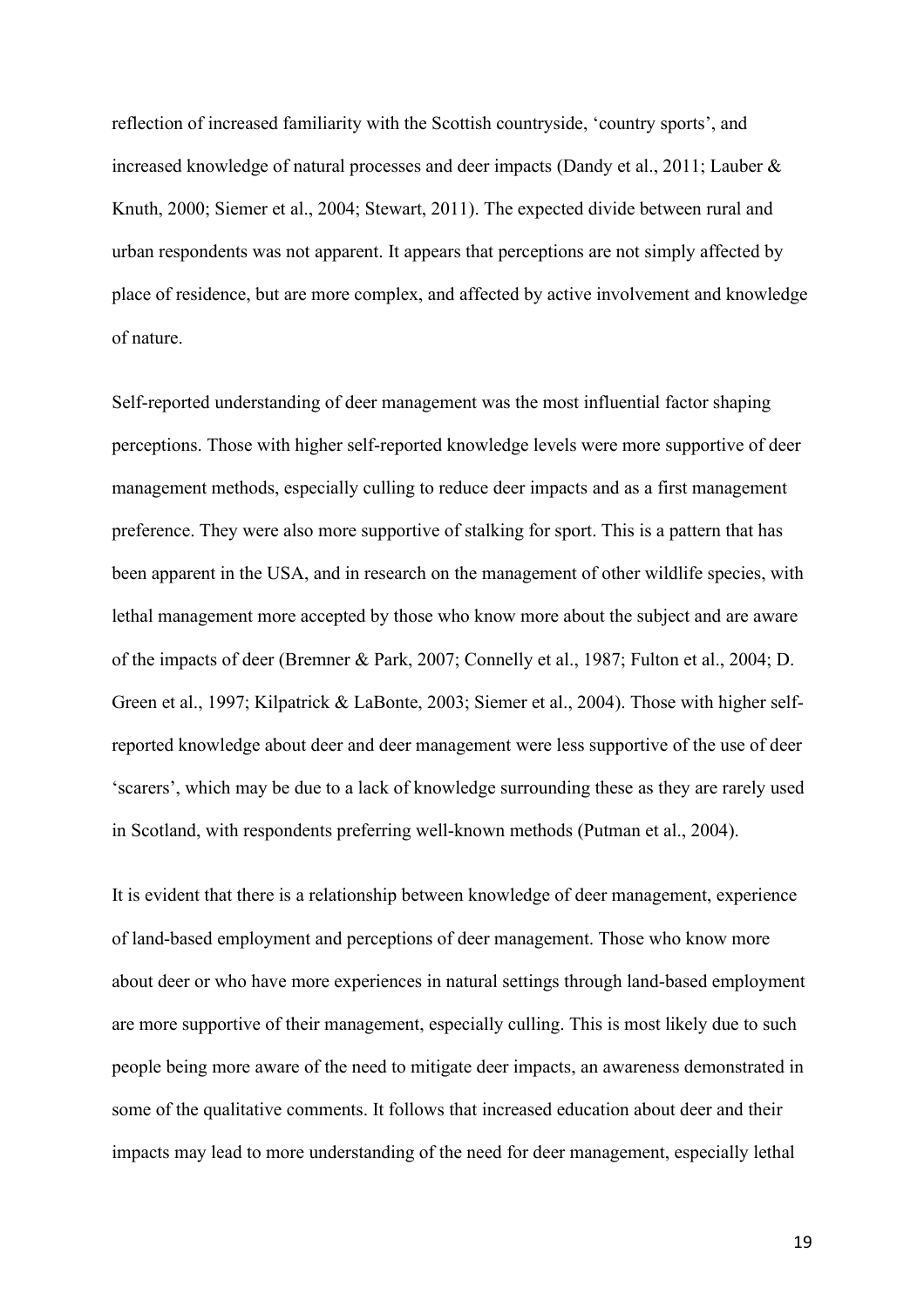reflection of increased familiarity with the Scottish countryside, 'country sports', and increased knowledge of natural processes and deer impacts (Dandy et al., 2011; Lauber & Knuth, 2000; Siemer et al., 2004; Stewart, 2011). The expected divide between rural and urban respondents was not apparent. It appears that perceptions are not simply affected by place of residence, but are more complex, and affected by active involvement and knowledge of nature.

Self-reported understanding of deer management was the most influential factor shaping perceptions. Those with higher self-reported knowledge levels were more supportive of deer management methods, especially culling to reduce deer impacts and as a first management preference. They were also more supportive of stalking for sport. This is a pattern that has been apparent in the USA, and in research on the management of other wildlife species, with lethal management more accepted by those who know more about the subject and are aware of the impacts of deer (Bremner & Park, 2007; Connelly et al., 1987; Fulton et al., 2004; D. Green et al., 1997; Kilpatrick & LaBonte, 2003; Siemer et al., 2004). Those with higher self-reported knowledge about deer and deer management were less supportive of the use of deer 'scarers', which may be due to a lack of knowledge surrounding these as they are rarely used in Scotland, with respondents preferring well-known methods (Putman et al., 2004).

It is evident that there is a relationship between knowledge of deer management, experience of land-based employment and perceptions of deer management. Those who know more about deer or who have more experiences in natural settings through land-based employment are more supportive of their management, especially culling. This is most likely due to such people being more aware of the need to mitigate deer impacts, an awareness demonstrated in some of the qualitative comments. It follows that increased education about deer and their impacts may lead to more understanding of the need for deer management, especially lethal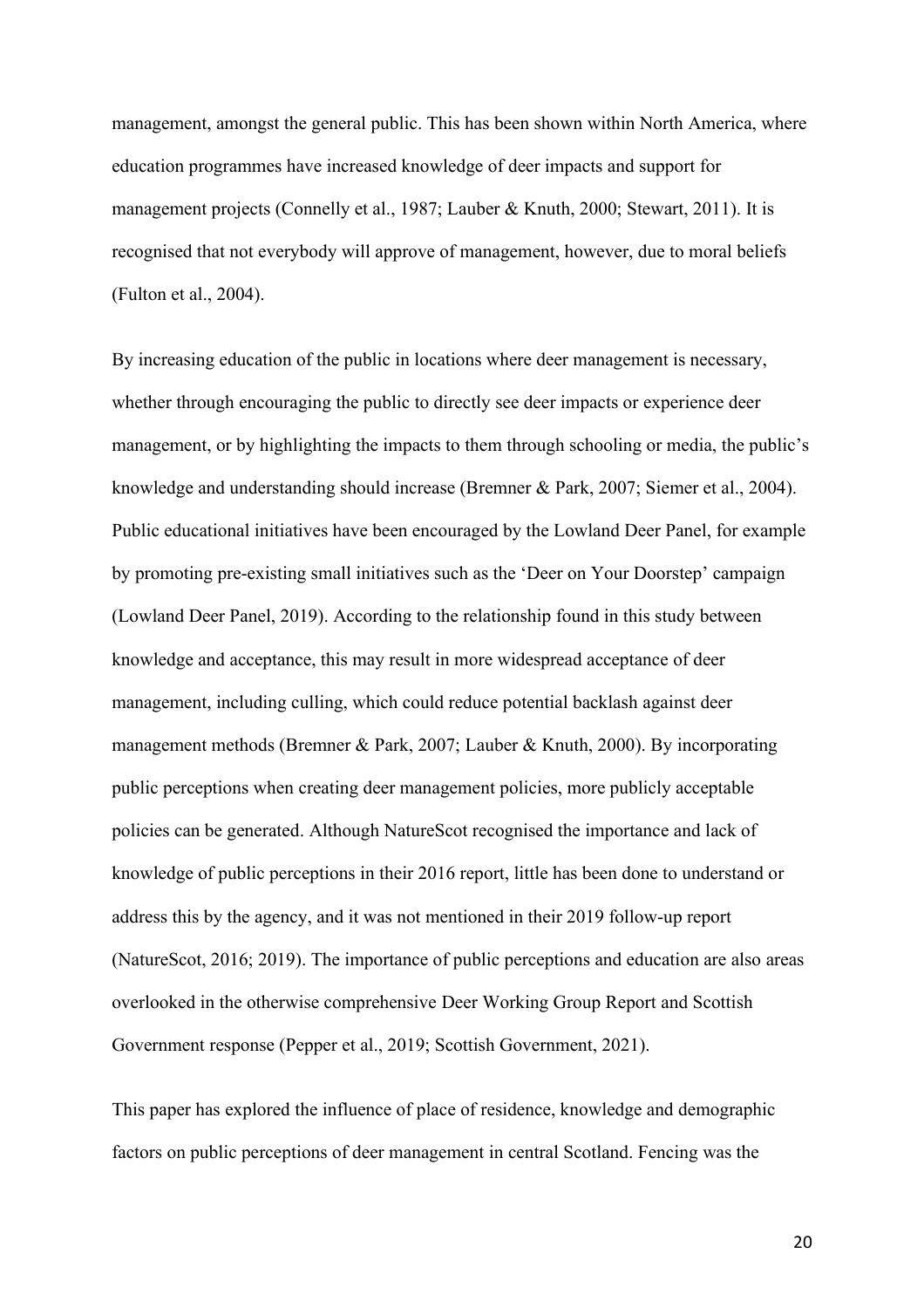management, amongst the general public. This has been shown within North America, where education programmes have increased knowledge of deer impacts and support for management projects (Connelly et al., 1987; Lauber & Knuth, 2000; Stewart, 2011). It is recognised that not everybody will approve of management, however, due to moral beliefs (Fulton et al., 2004).

By increasing education of the public in locations where deer management is necessary, whether through encouraging the public to directly see deer impacts or experience deer management, or by highlighting the impacts to them through schooling or media, the public's knowledge and understanding should increase (Bremner & Park, 2007; Siemer et al., 2004). Public educational initiatives have been encouraged by the Lowland Deer Panel, for example by promoting pre-existing small initiatives such as the 'Deer on Your Doorstep' campaign (Lowland Deer Panel, 2019). According to the relationship found in this study between knowledge and acceptance, this may result in more widespread acceptance of deer management, including culling, which could reduce potential backlash against deer management methods (Bremner & Park, 2007; Lauber & Knuth, 2000). By incorporating public perceptions when creating deer management policies, more publicly acceptable policies can be generated. Although NatureScot recognised the importance and lack of knowledge of public perceptions in their 2016 report, little has been done to understand or address this by the agency, and it was not mentioned in their 2019 follow-up report (NatureScot, 2016; 2019). The importance of public perceptions and education are also areas overlooked in the otherwise comprehensive Deer Working Group Report and Scottish Government response (Pepper et al., 2019; Scottish Government, 2021).

This paper has explored the influence of place of residence, knowledge and demographic factors on public perceptions of deer management in central Scotland. Fencing was the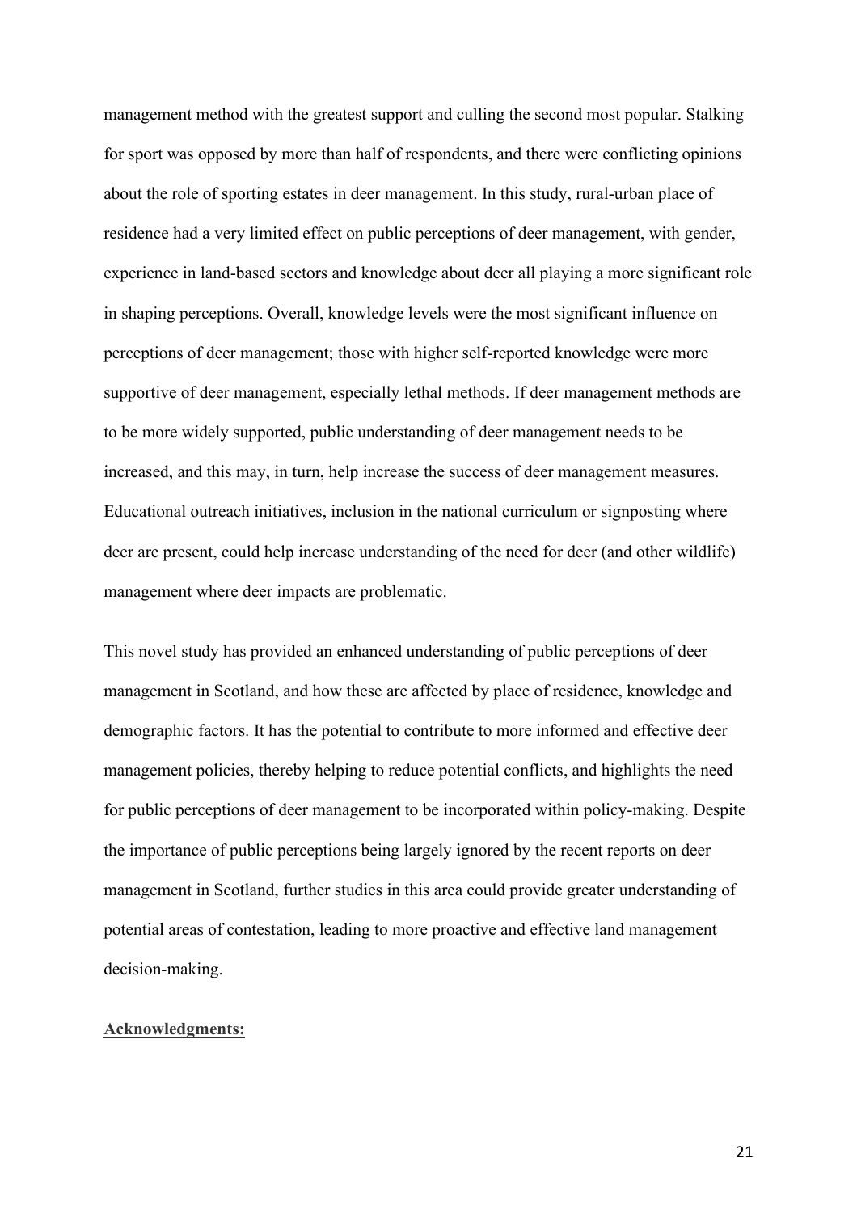management method with the greatest support and culling the second most popular. Stalking for sport was opposed by more than half of respondents, and there were conflicting opinions about the role of sporting estates in deer management. In this study, rural-urban place of residence had a very limited effect on public perceptions of deer management, with gender, experience in land-based sectors and knowledge about deer all playing a more significant role in shaping perceptions. Overall, knowledge levels were the most significant influence on perceptions of deer management; those with higher self-reported knowledge were more supportive of deer management, especially lethal methods. If deer management methods are to be more widely supported, public understanding of deer management needs to be increased, and this may, in turn, help increase the success of deer management measures. Educational outreach initiatives, inclusion in the national curriculum or signposting where deer are present, could help increase understanding of the need for deer (and other wildlife) management where deer impacts are problematic.

This novel study has provided an enhanced understanding of public perceptions of deer management in Scotland, and how these are affected by place of residence, knowledge and demographic factors. It has the potential to contribute to more informed and effective deer management policies, thereby helping to reduce potential conflicts, and highlights the need for public perceptions of deer management to be incorporated within policy-making. Despite the importance of public perceptions being largely ignored by the recent reports on deer management in Scotland, further studies in this area could provide greater understanding of potential areas of contestation, leading to more proactive and effective land management decision-making.

**Acknowledgments:**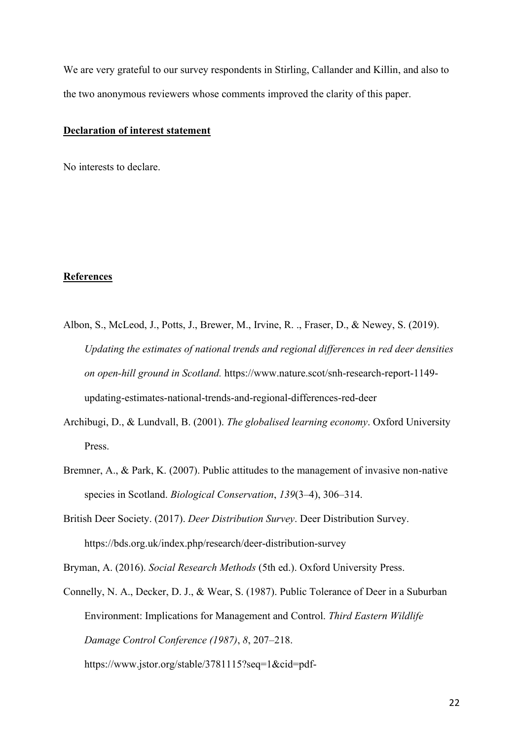We are very grateful to our survey respondents in Stirling, Callander and Killin, and also to the two anonymous reviewers whose comments improved the clarity of this paper.

## Declaration of interest statement

No interests to declare.

## References

Albon, S., McLeod, J., Potts, J., Brewer, M., Irvine, R. ., Fraser, D., & Newey, S. (2019). *Updating the estimates of national trends and regional differences in red deer densities on open-hill ground in Scotland.* https://www.nature.scot/snh-research-report-1149-updating-estimates-national-trends-and-regional-differences-red-deer

Archibugi, D., & Lundvall, B. (2001). *The globalised learning economy*. Oxford University Press.

Bremner, A., & Park, K. (2007). Public attitudes to the management of invasive non-native species in Scotland. *Biological Conservation*, *139*(3–4), 306–314.

British Deer Society. (2017). *Deer Distribution Survey*. Deer Distribution Survey. https://bds.org.uk/index.php/research/deer-distribution-survey

Bryman, A. (2016). *Social Research Methods* (5th ed.). Oxford University Press.

Connelly, N. A., Decker, D. J., & Wear, S. (1987). Public Tolerance of Deer in a Suburban Environment: Implications for Management and Control. *Third Eastern Wildlife Damage Control Conference (1987)*, *8*, 207–218. https://www.jstor.org/stable/3781115?seq=1&cid=pdf-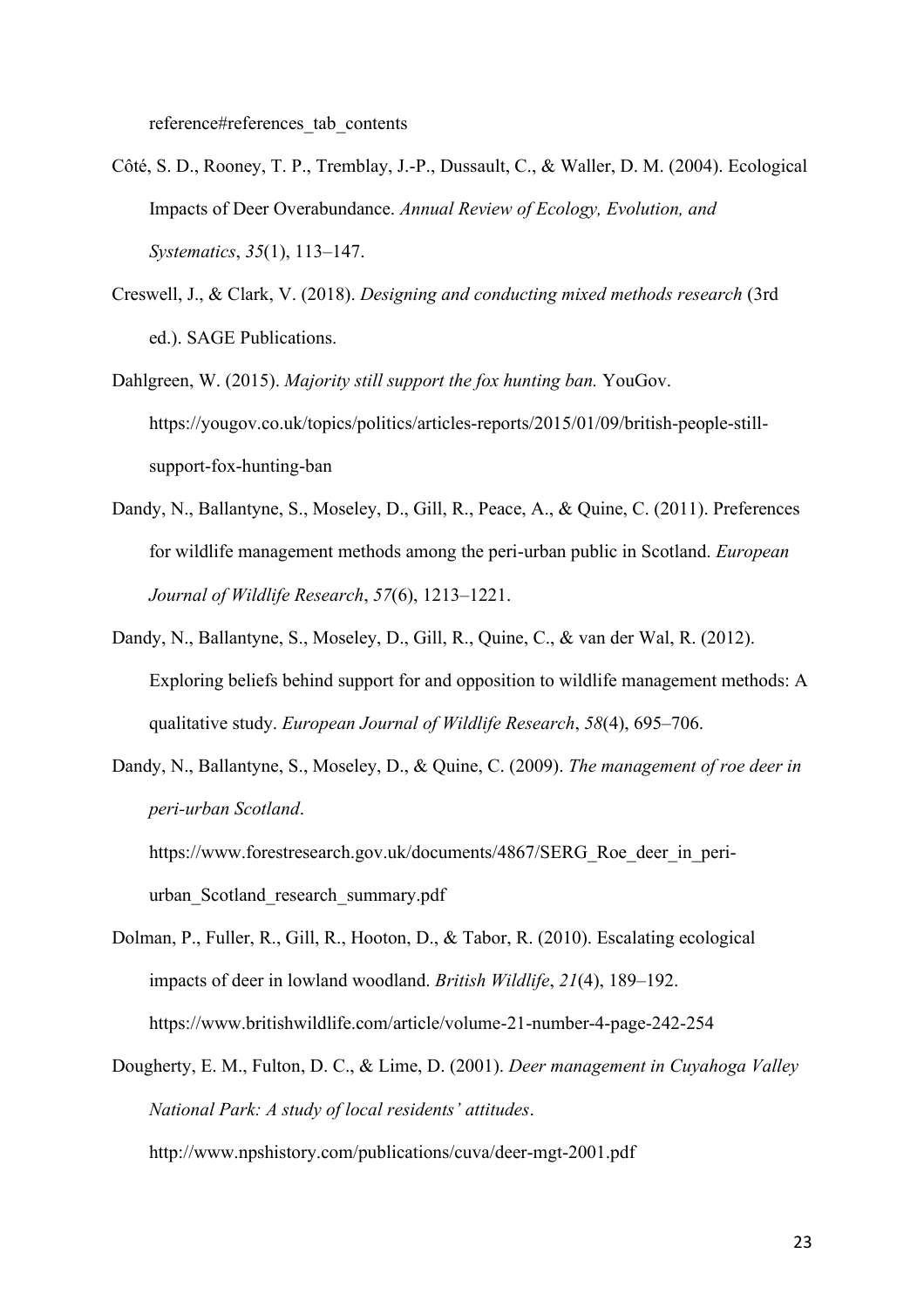reference#references_tab_contents

Côté, S. D., Rooney, T. P., Tremblay, J.-P., Dussault, C., & Waller, D. M. (2004). Ecological Impacts of Deer Overabundance. *Annual Review of Ecology, Evolution, and Systematics*, *35*(1), 113–147.

Creswell, J., & Clark, V. (2018). *Designing and conducting mixed methods research* (3rd ed.). SAGE Publications.

Dahlgreen, W. (2015). *Majority still support the fox hunting ban.* YouGov. https://yougov.co.uk/topics/politics/articles-reports/2015/01/09/british-people-still-support-fox-hunting-ban

Dandy, N., Ballantyne, S., Moseley, D., Gill, R., Peace, A., & Quine, C. (2011). Preferences for wildlife management methods among the peri-urban public in Scotland. *European Journal of Wildlife Research*, *57*(6), 1213–1221.

Dandy, N., Ballantyne, S., Moseley, D., Gill, R., Quine, C., & van der Wal, R. (2012). Exploring beliefs behind support for and opposition to wildlife management methods: A qualitative study. *European Journal of Wildlife Research*, *58*(4), 695–706.

Dandy, N., Ballantyne, S., Moseley, D., & Quine, C. (2009). *The management of roe deer in peri-urban Scotland*. https://www.forestresearch.gov.uk/documents/4867/SERG_Roe_deer_in_peri-urban_Scotland_research_summary.pdf

Dolman, P., Fuller, R., Gill, R., Hooton, D., & Tabor, R. (2010). Escalating ecological impacts of deer in lowland woodland. *British Wildlife*, *21*(4), 189–192. https://www.britishwildlife.com/article/volume-21-number-4-page-242-254

Dougherty, E. M., Fulton, D. C., & Lime, D. (2001). *Deer management in Cuyahoga Valley National Park: A study of local residents' attitudes*. http://www.npshistory.com/publications/cuva/deer-mgt-2001.pdf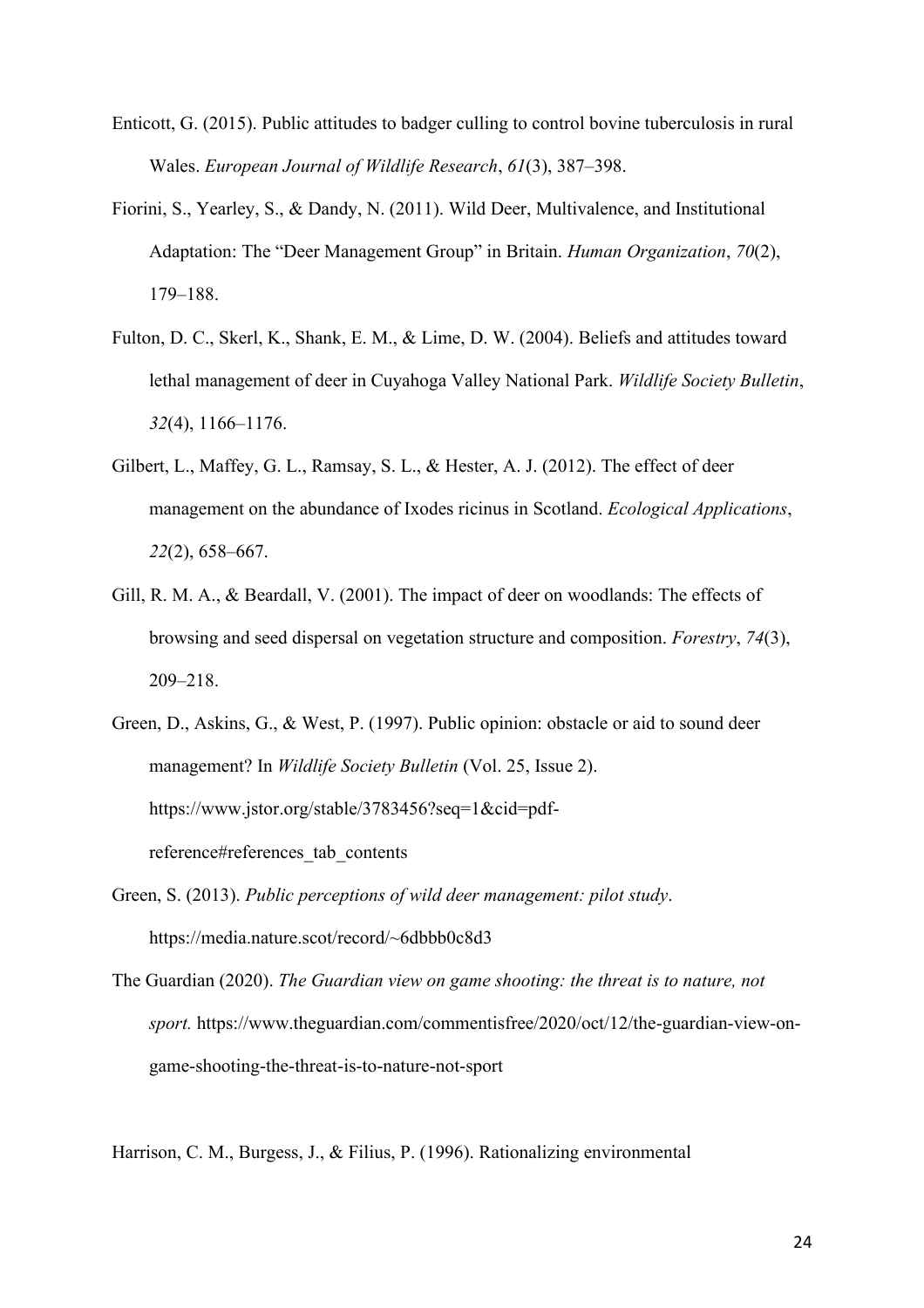Enticott, G. (2015). Public attitudes to badger culling to control bovine tuberculosis in rural Wales. *European Journal of Wildlife Research*, *61*(3), 387–398.

Fiorini, S., Yearley, S., & Dandy, N. (2011). Wild Deer, Multivalence, and Institutional Adaptation: The "Deer Management Group" in Britain. *Human Organization*, *70*(2), 179–188.

Fulton, D. C., Skerl, K., Shank, E. M., & Lime, D. W. (2004). Beliefs and attitudes toward lethal management of deer in Cuyahoga Valley National Park. *Wildlife Society Bulletin*, *32*(4), 1166–1176.

Gilbert, L., Maffey, G. L., Ramsay, S. L., & Hester, A. J. (2012). The effect of deer management on the abundance of Ixodes ricinus in Scotland. *Ecological Applications*, *22*(2), 658–667.

Gill, R. M. A., & Beardall, V. (2001). The impact of deer on woodlands: The effects of browsing and seed dispersal on vegetation structure and composition. *Forestry*, *74*(3), 209–218.

Green, D., Askins, G., & West, P. (1997). Public opinion: obstacle or aid to sound deer management? In *Wildlife Society Bulletin* (Vol. 25, Issue 2). https://www.jstor.org/stable/3783456?seq=1&cid=pdf-reference#references_tab_contents

Green, S. (2013). *Public perceptions of wild deer management: pilot study*. https://media.nature.scot/record/~6dbbb0c8d3

The Guardian (2020). *The Guardian view on game shooting: the threat is to nature, not sport.* https://www.theguardian.com/commentisfree/2020/oct/12/the-guardian-view-on-game-shooting-the-threat-is-to-nature-not-sport

Harrison, C. M., Burgess, J., & Filius, P. (1996). Rationalizing environmental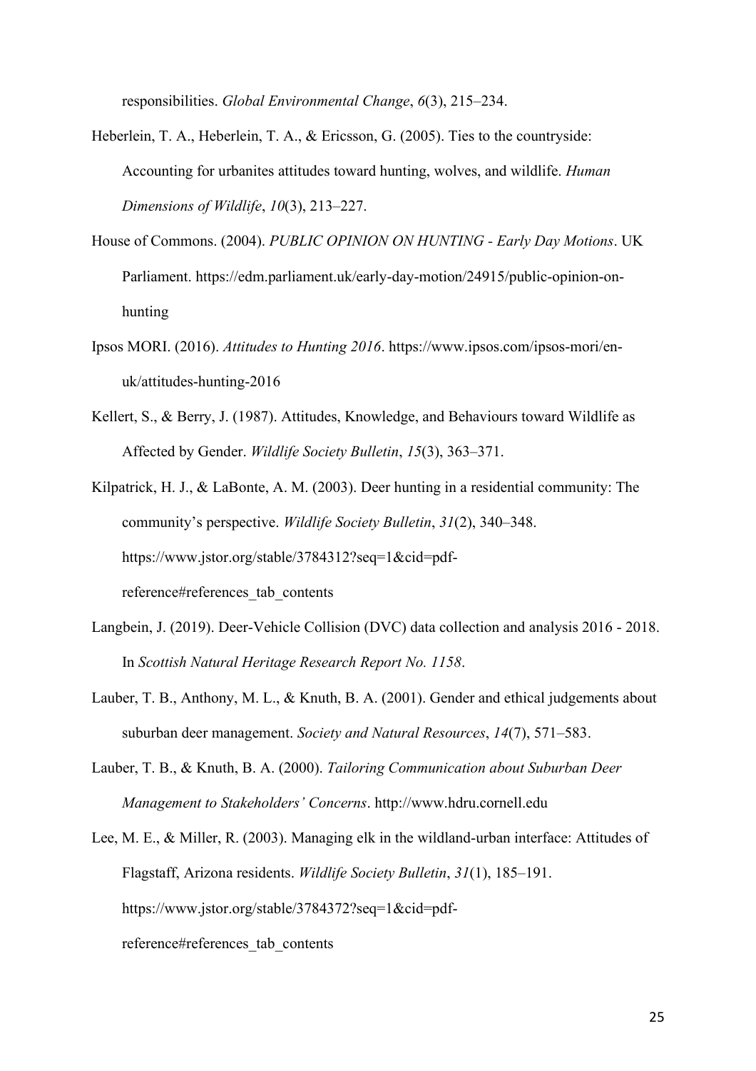responsibilities. *Global Environmental Change*, *6*(3), 215–234.

Heberlein, T. A., Heberlein, T. A., & Ericsson, G. (2005). Ties to the countryside: Accounting for urbanites attitudes toward hunting, wolves, and wildlife. *Human Dimensions of Wildlife*, *10*(3), 213–227.

House of Commons. (2004). *PUBLIC OPINION ON HUNTING - Early Day Motions*. UK Parliament. https://edm.parliament.uk/early-day-motion/24915/public-opinion-on-hunting

Ipsos MORI. (2016). *Attitudes to Hunting 2016*. https://www.ipsos.com/ipsos-mori/en-uk/attitudes-hunting-2016

Kellert, S., & Berry, J. (1987). Attitudes, Knowledge, and Behaviours toward Wildlife as Affected by Gender. *Wildlife Society Bulletin*, *15*(3), 363–371.

Kilpatrick, H. J., & LaBonte, A. M. (2003). Deer hunting in a residential community: The community's perspective. *Wildlife Society Bulletin*, *31*(2), 340–348. https://www.jstor.org/stable/3784312?seq=1&cid=pdf-reference#references_tab_contents

Langbein, J. (2019). Deer-Vehicle Collision (DVC) data collection and analysis 2016 - 2018. In *Scottish Natural Heritage Research Report No. 1158*.

Lauber, T. B., Anthony, M. L., & Knuth, B. A. (2001). Gender and ethical judgements about suburban deer management. *Society and Natural Resources*, *14*(7), 571–583.

Lauber, T. B., & Knuth, B. A. (2000). *Tailoring Communication about Suburban Deer Management to Stakeholders' Concerns*. http://www.hdru.cornell.edu

Lee, M. E., & Miller, R. (2003). Managing elk in the wildland-urban interface: Attitudes of Flagstaff, Arizona residents. *Wildlife Society Bulletin*, *31*(1), 185–191. https://www.jstor.org/stable/3784372?seq=1&cid=pdf-reference#references_tab_contents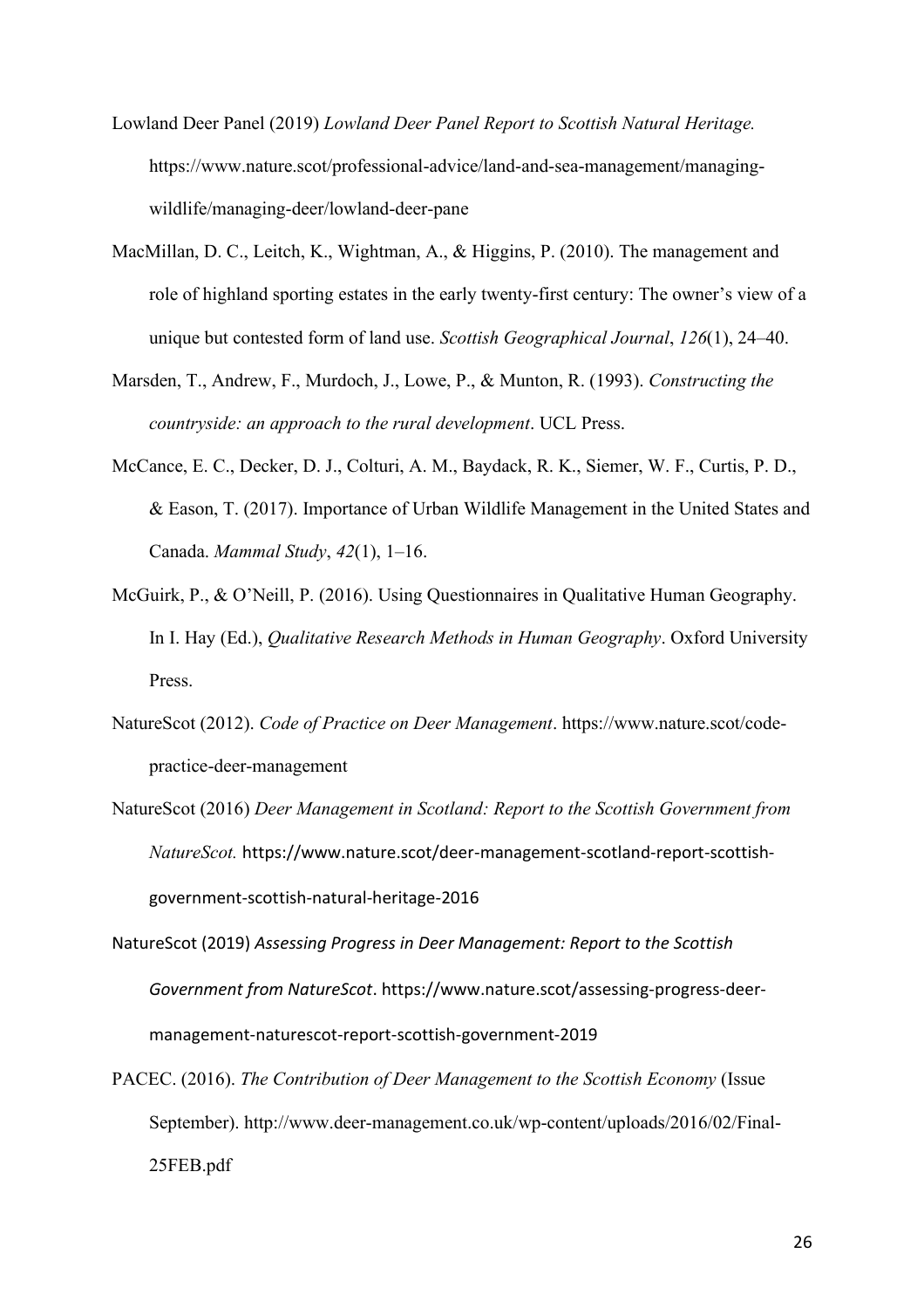Lowland Deer Panel (2019) *Lowland Deer Panel Report to Scottish Natural Heritage.* https://www.nature.scot/professional-advice/land-and-sea-management/managing-wildlife/managing-deer/lowland-deer-pane

MacMillan, D. C., Leitch, K., Wightman, A., & Higgins, P. (2010). The management and role of highland sporting estates in the early twenty-first century: The owner's view of a unique but contested form of land use. *Scottish Geographical Journal*, *126*(1), 24–40.

Marsden, T., Andrew, F., Murdoch, J., Lowe, P., & Munton, R. (1993). *Constructing the countryside: an approach to the rural development*. UCL Press.

McCance, E. C., Decker, D. J., Colturi, A. M., Baydack, R. K., Siemer, W. F., Curtis, P. D., & Eason, T. (2017). Importance of Urban Wildlife Management in the United States and Canada. *Mammal Study*, *42*(1), 1–16.

McGuirk, P., & O'Neill, P. (2016). Using Questionnaires in Qualitative Human Geography. In I. Hay (Ed.), *Qualitative Research Methods in Human Geography*. Oxford University Press.

NatureScot (2012). *Code of Practice on Deer Management*. https://www.nature.scot/code-practice-deer-management

NatureScot (2016) *Deer Management in Scotland: Report to the Scottish Government from NatureScot.* https://www.nature.scot/deer-management-scotland-report-scottish-government-scottish-natural-heritage-2016

NatureScot (2019) *Assessing Progress in Deer Management: Report to the Scottish Government from NatureScot*. https://www.nature.scot/assessing-progress-deer-management-naturescot-report-scottish-government-2019

PACEC. (2016). *The Contribution of Deer Management to the Scottish Economy* (Issue September). http://www.deer-management.co.uk/wp-content/uploads/2016/02/Final-25FEB.pdf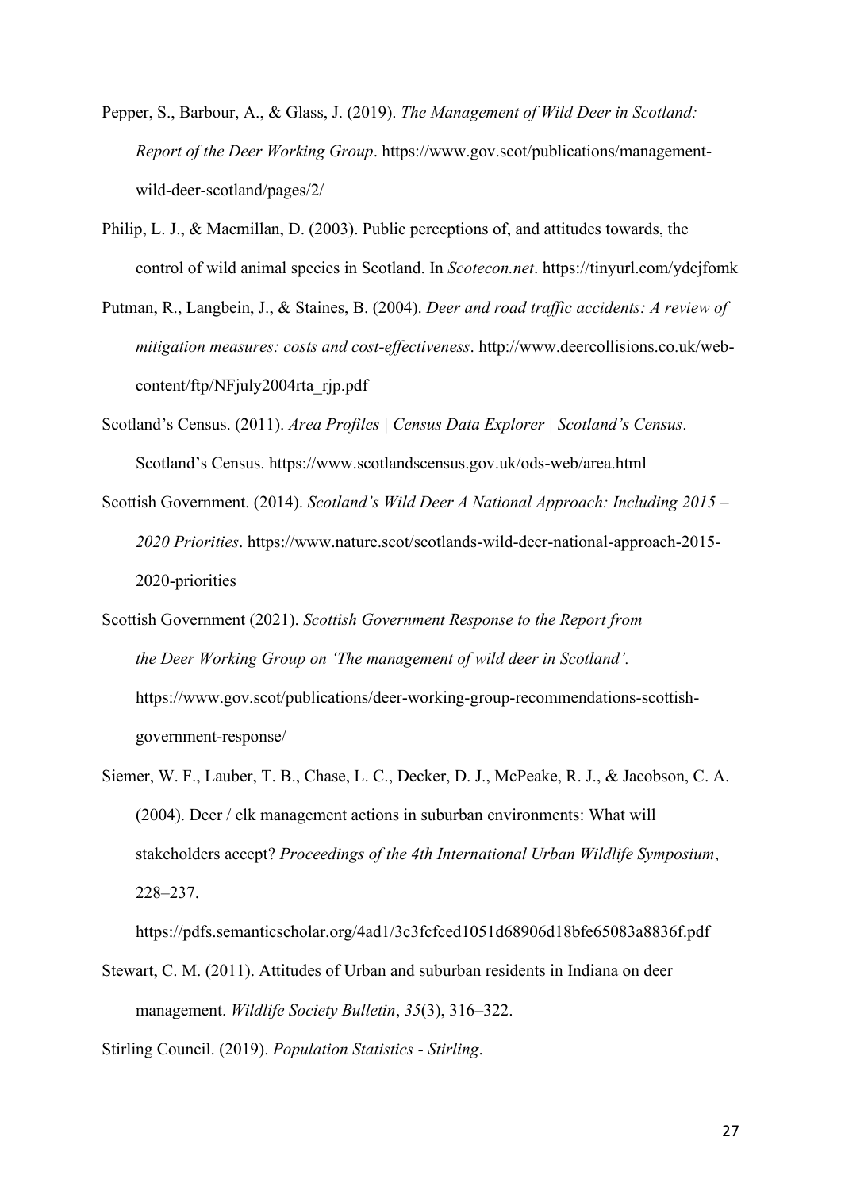Pepper, S., Barbour, A., & Glass, J. (2019). *The Management of Wild Deer in Scotland: Report of the Deer Working Group*. https://www.gov.scot/publications/management-wild-deer-scotland/pages/2/

Philip, L. J., & Macmillan, D. (2003). Public perceptions of, and attitudes towards, the control of wild animal species in Scotland. In *Scotecon.net*. https://tinyurl.com/ydcjfomk

Putman, R., Langbein, J., & Staines, B. (2004). *Deer and road traffic accidents: A review of mitigation measures: costs and cost-effectiveness*. http://www.deercollisions.co.uk/web-content/ftp/NFjuly2004rta_rjp.pdf

Scotland's Census. (2011). *Area Profiles | Census Data Explorer | Scotland's Census*. Scotland's Census. https://www.scotlandscensus.gov.uk/ods-web/area.html

Scottish Government. (2014). *Scotland's Wild Deer A National Approach: Including 2015 – 2020 Priorities*. https://www.nature.scot/scotlands-wild-deer-national-approach-2015-2020-priorities

Scottish Government (2021). *Scottish Government Response to the Report from the Deer Working Group on 'The management of wild deer in Scotland'.* https://www.gov.scot/publications/deer-working-group-recommendations-scottish-government-response/

Siemer, W. F., Lauber, T. B., Chase, L. C., Decker, D. J., McPeake, R. J., & Jacobson, C. A. (2004). Deer / elk management actions in suburban environments: What will stakeholders accept? *Proceedings of the 4th International Urban Wildlife Symposium*, 228–237. https://pdfs.semanticscholar.org/4ad1/3c3fcfced1051d68906d18bfe65083a8836f.pdf

Stewart, C. M. (2011). Attitudes of Urban and suburban residents in Indiana on deer management. *Wildlife Society Bulletin*, *35*(3), 316–322.

Stirling Council. (2019). *Population Statistics - Stirling*.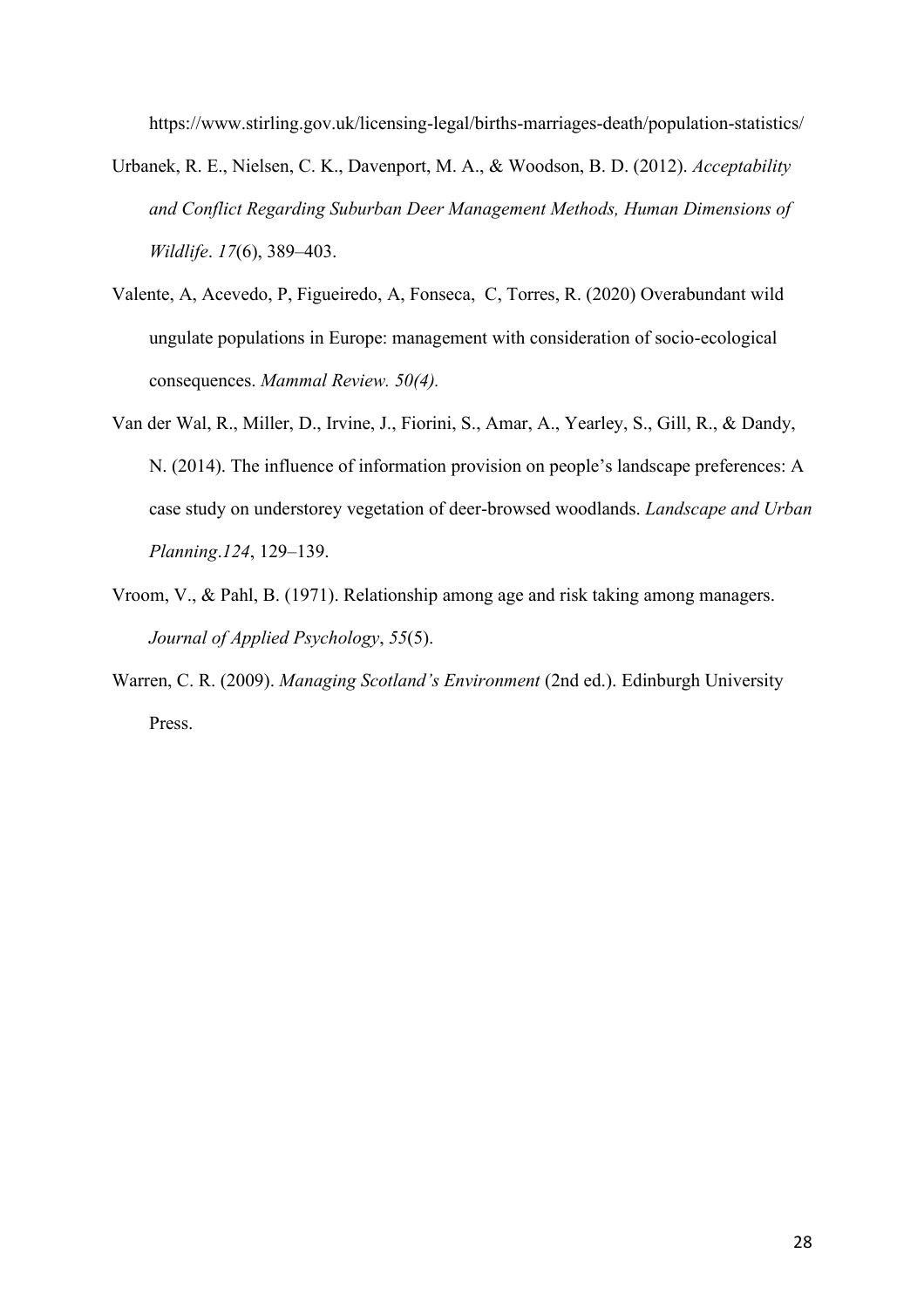https://www.stirling.gov.uk/licensing-legal/births-marriages-death/population-statistics/

Urbanek, R. E., Nielsen, C. K., Davenport, M. A., & Woodson, B. D. (2012). *Acceptability and Conflict Regarding Suburban Deer Management Methods, Human Dimensions of Wildlife*. *17*(6), 389–403.

Valente, A, Acevedo, P, Figueiredo, A, Fonseca, C, Torres, R. (2020) Overabundant wild ungulate populations in Europe: management with consideration of socio-ecological consequences. *Mammal Review. 50(4).*

Van der Wal, R., Miller, D., Irvine, J., Fiorini, S., Amar, A., Yearley, S., Gill, R., & Dandy, N. (2014). The influence of information provision on people's landscape preferences: A case study on understorey vegetation of deer-browsed woodlands. *Landscape and Urban Planning*.*124*, 129–139.

Vroom, V., & Pahl, B. (1971). Relationship among age and risk taking among managers. *Journal of Applied Psychology*, *55*(5).

Warren, C. R. (2009). *Managing Scotland's Environment* (2nd ed.). Edinburgh University Press.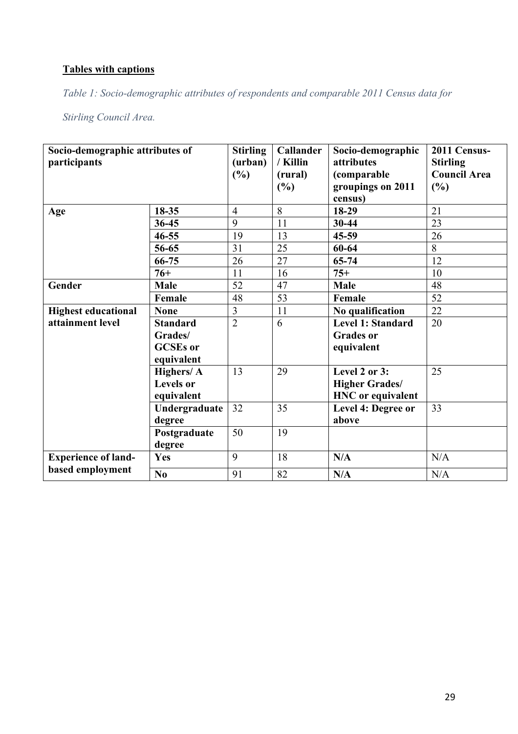**Tables with captions**

*Table 1: Socio-demographic attributes of respondents and comparable 2011 Census data for Stirling Council Area.*

| Socio-demographic attributes of participants | | Stirling (urban) (%) | Callander / Killin (rural) (%) | Socio-demographic attributes (comparable groupings on 2011 census) | 2011 Census-Stirling Council Area (%) |
|---|---|---|---|---|---|
| **Age** | **18-35** | 4 | 8 | **18-29** | 21 |
| | **36-45** | 9 | 11 | **30-44** | 23 |
| | **46-55** | 19 | 13 | **45-59** | 26 |
| | **56-65** | 31 | 25 | **60-64** | 8 |
| | **66-75** | 26 | 27 | **65-74** | 12 |
| | **76+** | 11 | 16 | **75+** | 10 |
| **Gender** | **Male** | 52 | 47 | **Male** | 48 |
| | **Female** | 48 | 53 | **Female** | 52 |
| **Highest educational attainment level** | **None** | 3 | 11 | **No qualification** | 22 |
| | **Standard Grades/ GCSEs or equivalent** | 2 | 6 | **Level 1: Standard Grades or equivalent** | 20 |
| | **Highers/ A Levels or equivalent** | 13 | 29 | **Level 2 or 3: Higher Grades/ HNC or equivalent** | 25 |
| | **Undergraduate degree** | 32 | 35 | **Level 4: Degree or above** | 33 |
| | **Postgraduate degree** | 50 | 19 | | |
| **Experience of land-based employment** | **Yes** | 9 | 18 | **N/A** | N/A |
| | **No** | 91 | 82 | **N/A** | N/A |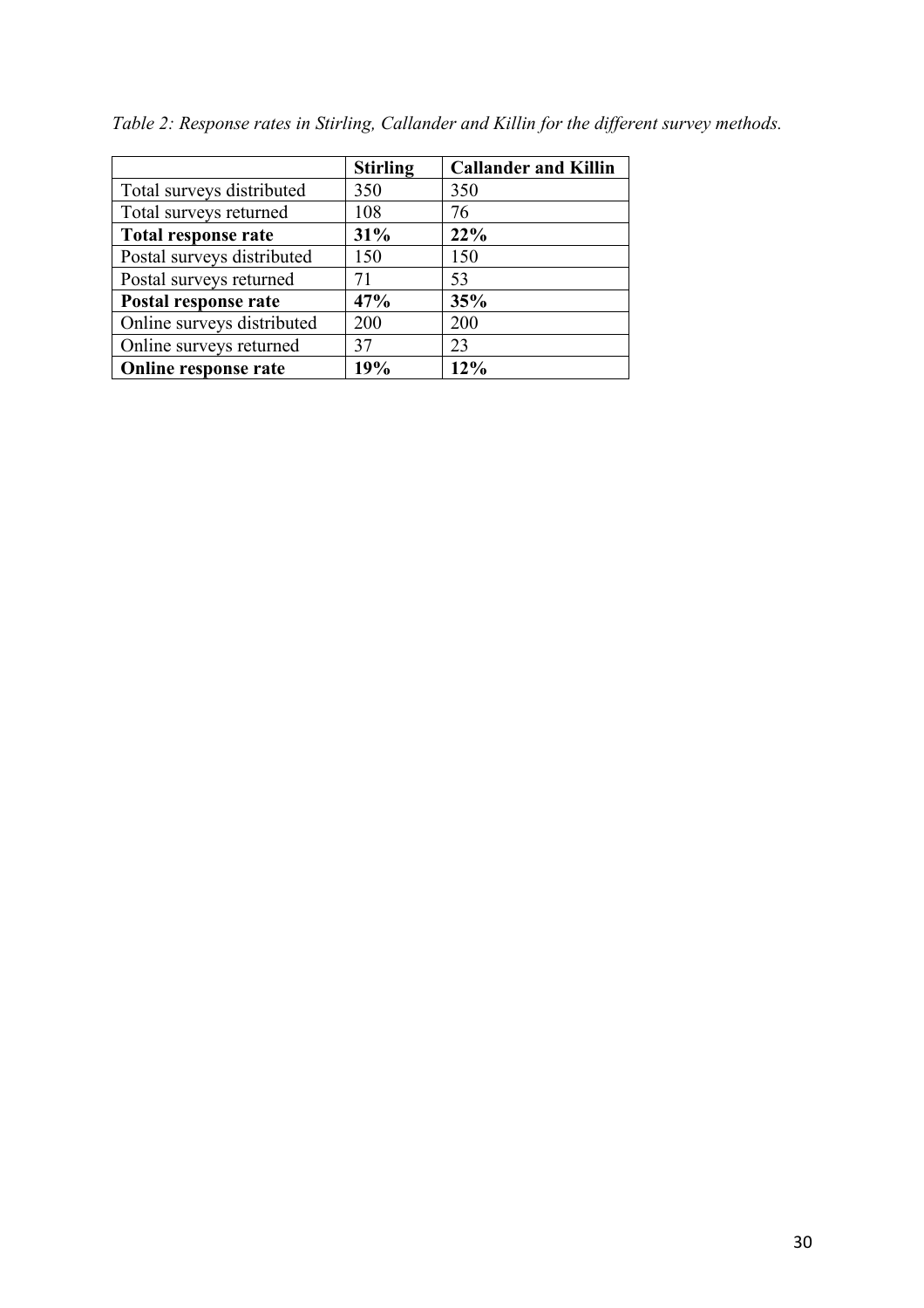*Table 2: Response rates in Stirling, Callander and Killin for the different survey methods.*

| | **Stirling** | **Callander and Killin** |
|---|---|---|
| Total surveys distributed | 350 | 350 |
| Total surveys returned | 108 | 76 |
| **Total response rate** | **31%** | **22%** |
| Postal surveys distributed | 150 | 150 |
| Postal surveys returned | 71 | 53 |
| **Postal response rate** | **47%** | **35%** |
| Online surveys distributed | 200 | 200 |
| Online surveys returned | 37 | 23 |
| **Online response rate** | **19%** | **12%** |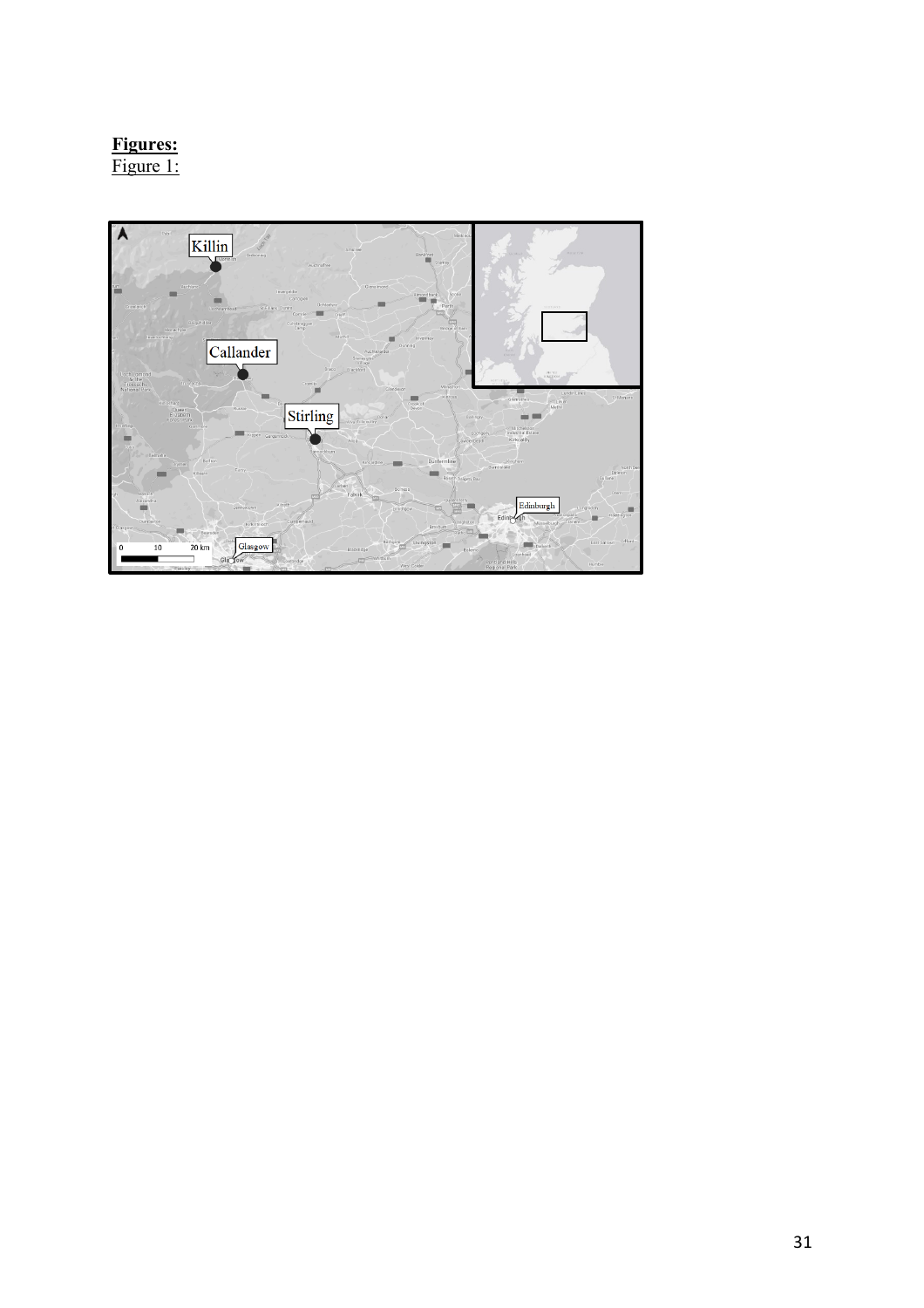**Figures:**

Figure 1: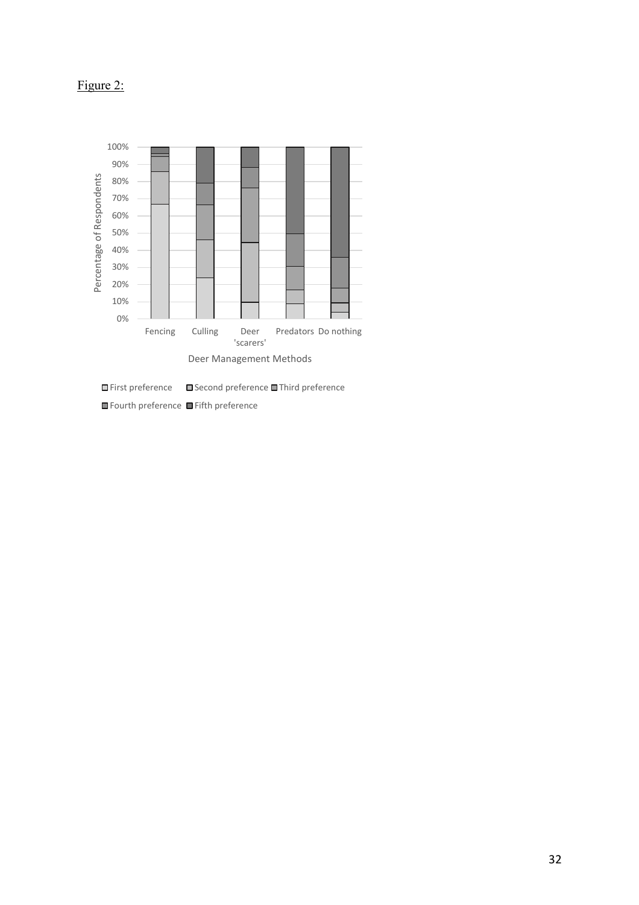Figure 2:

Percentage of Respondents

100%
90%
80%
70%
60%
50%
40%
30%
20%
10%
0%

Fencing Culling Deer 'scarers' Predators Do nothing

Deer Management Methods

First preference Second preference Third preference Fourth preference Fifth preference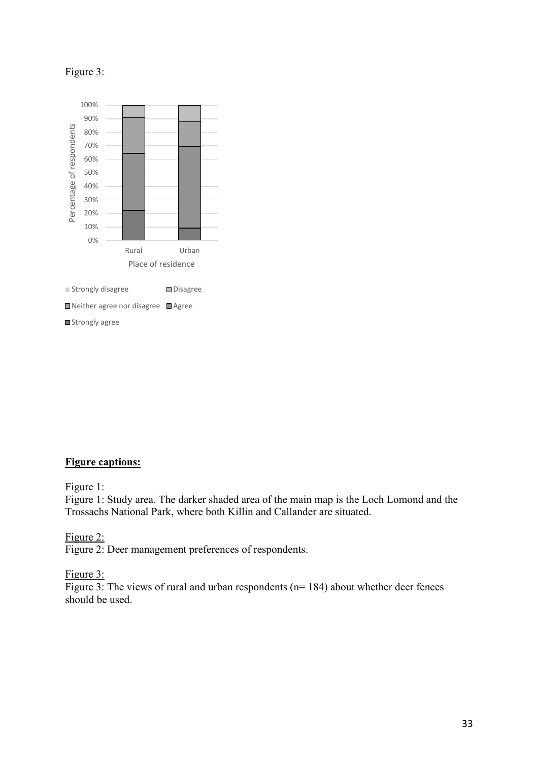Figure 3:

100%
90%
80%
70%
60%
50%
40%
30%
20%
10%
0%

Percentage of respondents

Rural
Urban

Place of residence

Strongly disagree
Disagree
Neither agree nor disagree
Agree
Strongly agree

## **Figure captions:**

Figure 1:

Figure 1: Study area. The darker shaded area of the main map is the Loch Lomond and the Trossachs National Park, where both Killin and Callander are situated.

Figure 2:

Figure 2: Deer management preferences of respondents.

Figure 3:

Figure 3: The views of rural and urban respondents (n= 184) about whether deer fences should be used.